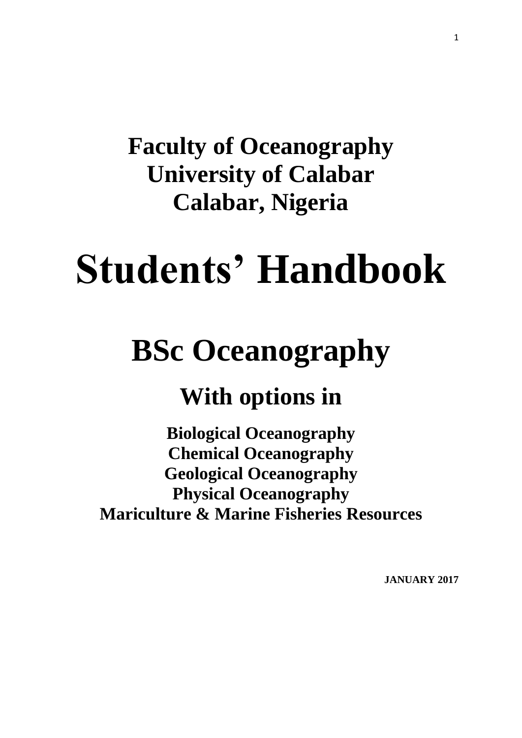# Faculty of Oceanography
# University of Calabar
# Calabar, Nigeria

# Students' Handbook

# BSc Oceanography

## With options in

**Biological Oceanography**
**Chemical Oceanography**
**Geological Oceanography**
**Physical Oceanography**
**Mariculture & Marine Fisheries Resources**

**JANUARY 2017**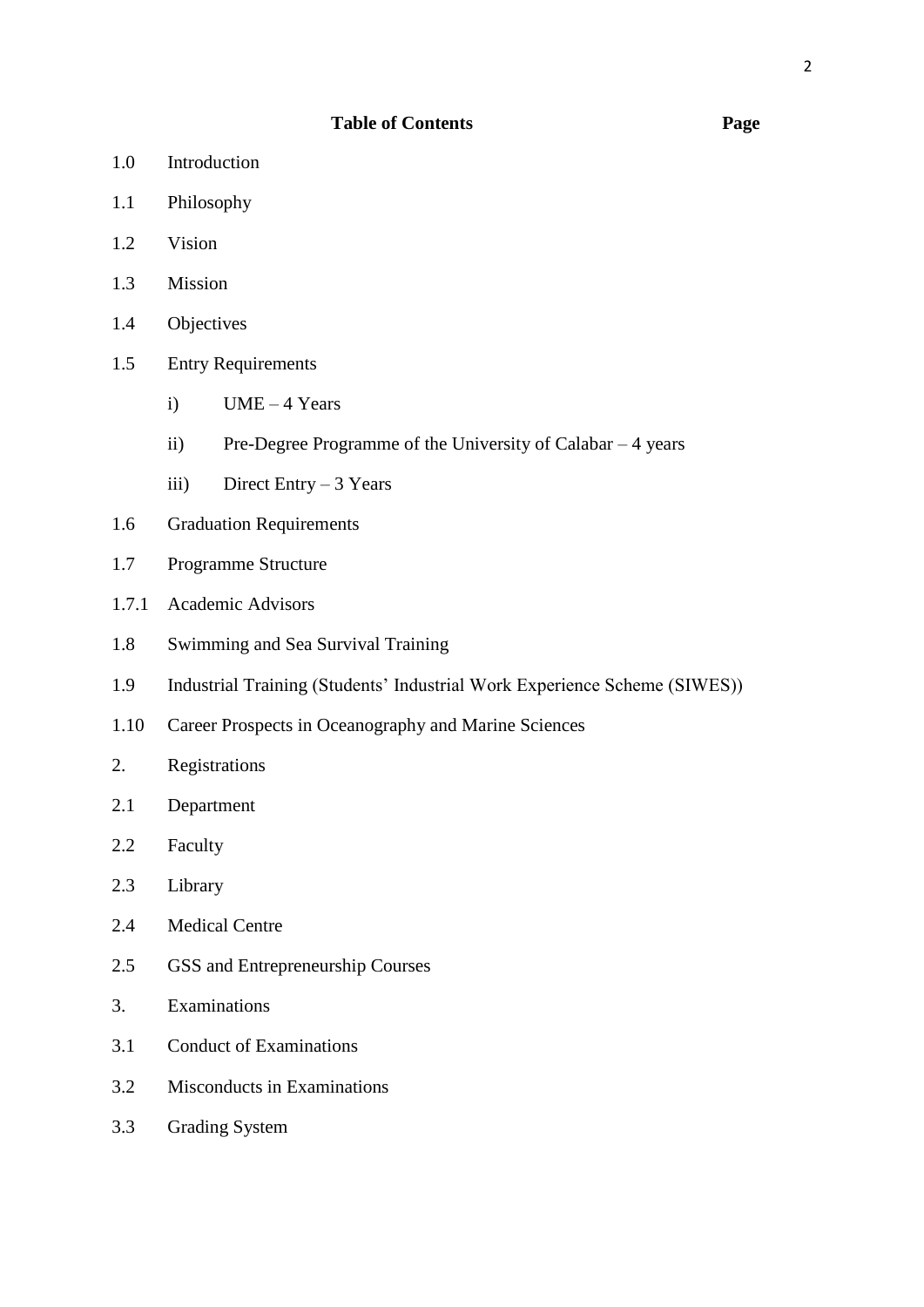**Table of Contents** **Page**

1.0 Introduction

1.1 Philosophy

1.2 Vision

1.3 Mission

1.4 Objectives

1.5 Entry Requirements

- i) UME – 4 Years
- ii) Pre-Degree Programme of the University of Calabar – 4 years
- iii) Direct Entry – 3 Years

1.6 Graduation Requirements

1.7 Programme Structure

1.7.1 Academic Advisors

1.8 Swimming and Sea Survival Training

1.9 Industrial Training (Students' Industrial Work Experience Scheme (SIWES))

1.10 Career Prospects in Oceanography and Marine Sciences

2. Registrations

2.1 Department

2.2 Faculty

2.3 Library

2.4 Medical Centre

2.5 GSS and Entrepreneurship Courses

3. Examinations

3.1 Conduct of Examinations

3.2 Misconducts in Examinations

3.3 Grading System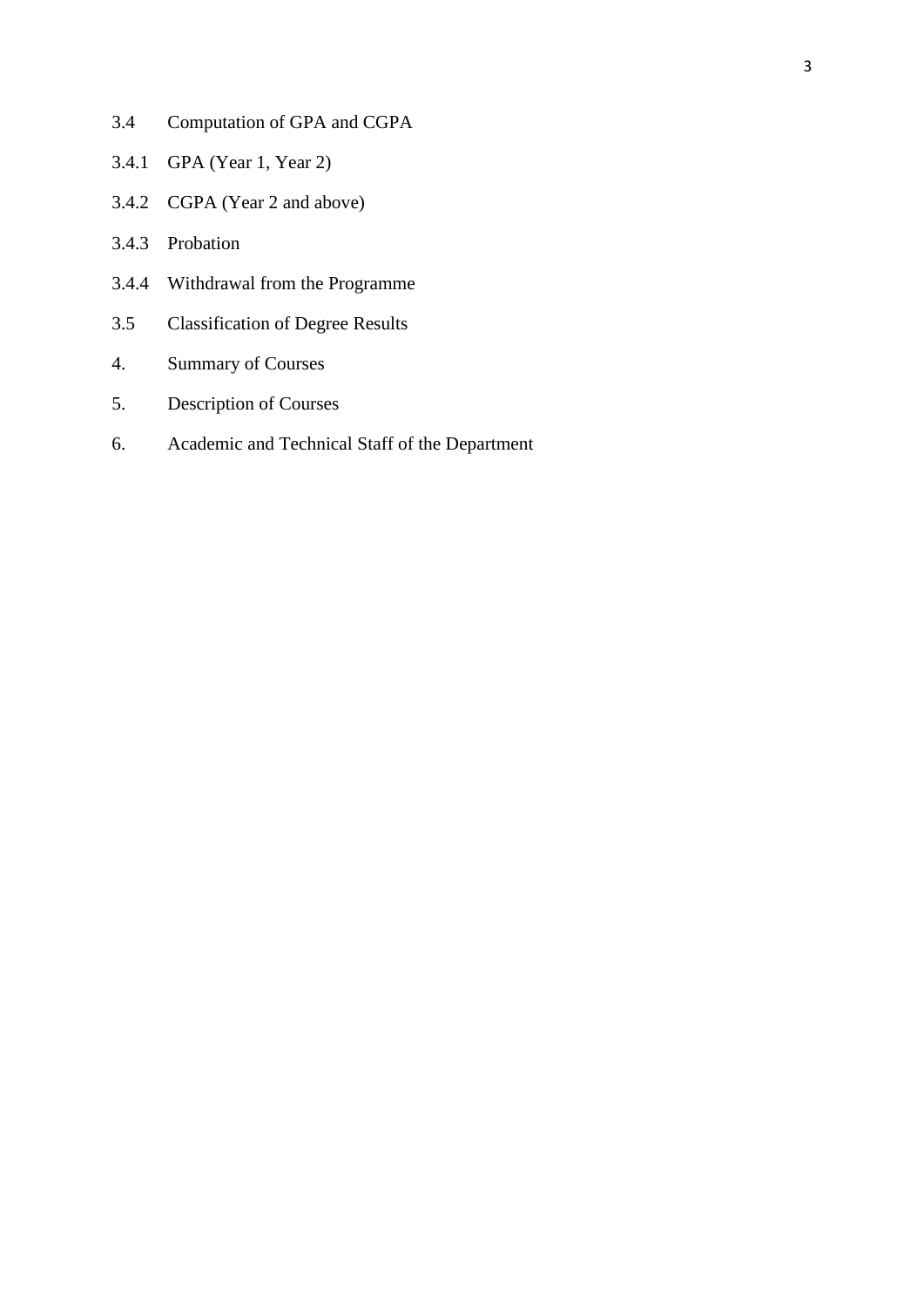3.4 Computation of GPA and CGPA

3.4.1 GPA (Year 1, Year 2)

3.4.2 CGPA (Year 2 and above)

3.4.3 Probation

3.4.4 Withdrawal from the Programme

3.5 Classification of Degree Results

4. Summary of Courses

5. Description of Courses

6. Academic and Technical Staff of the Department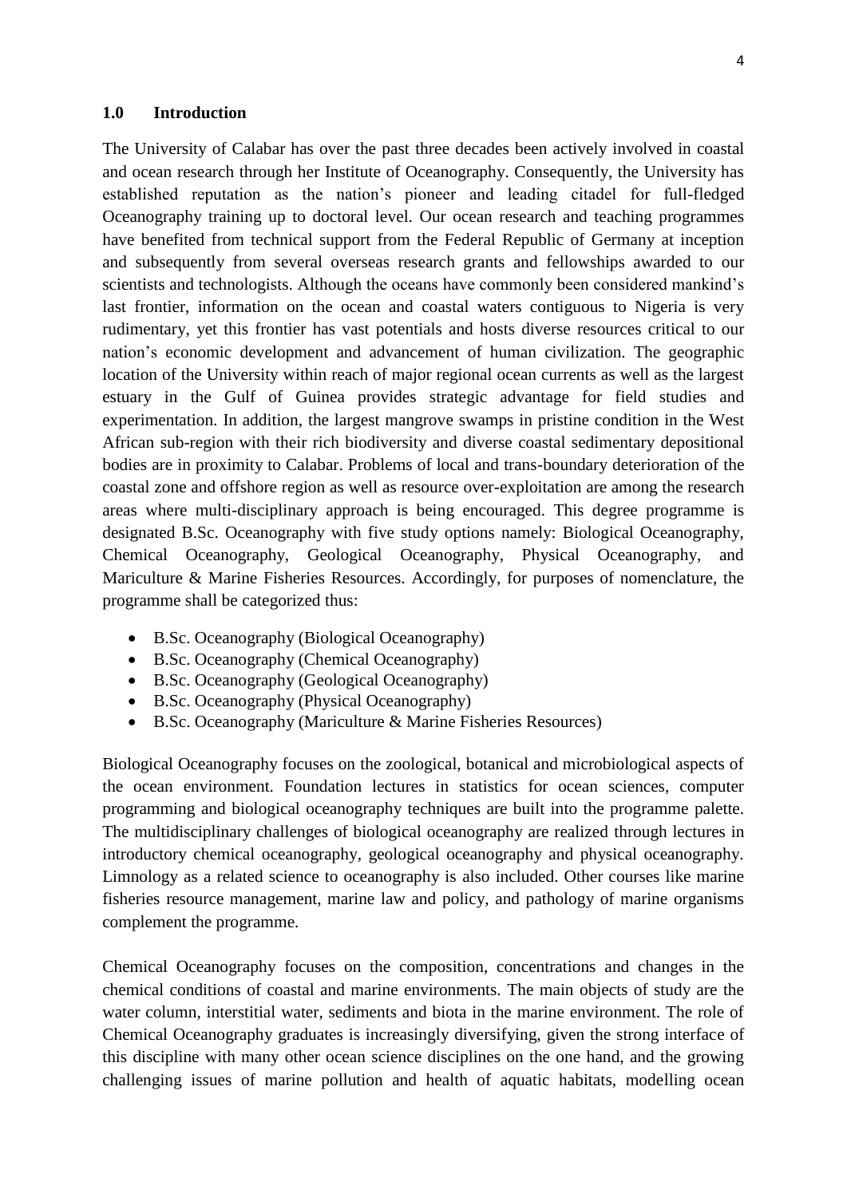## 1.0 Introduction

The University of Calabar has over the past three decades been actively involved in coastal and ocean research through her Institute of Oceanography. Consequently, the University has established reputation as the nation's pioneer and leading citadel for full-fledged Oceanography training up to doctoral level. Our ocean research and teaching programmes have benefited from technical support from the Federal Republic of Germany at inception and subsequently from several overseas research grants and fellowships awarded to our scientists and technologists. Although the oceans have commonly been considered mankind's last frontier, information on the ocean and coastal waters contiguous to Nigeria is very rudimentary, yet this frontier has vast potentials and hosts diverse resources critical to our nation's economic development and advancement of human civilization. The geographic location of the University within reach of major regional ocean currents as well as the largest estuary in the Gulf of Guinea provides strategic advantage for field studies and experimentation. In addition, the largest mangrove swamps in pristine condition in the West African sub-region with their rich biodiversity and diverse coastal sedimentary depositional bodies are in proximity to Calabar. Problems of local and trans-boundary deterioration of the coastal zone and offshore region as well as resource over-exploitation are among the research areas where multi-disciplinary approach is being encouraged. This degree programme is designated B.Sc. Oceanography with five study options namely: Biological Oceanography, Chemical Oceanography, Geological Oceanography, Physical Oceanography, and Mariculture & Marine Fisheries Resources. Accordingly, for purposes of nomenclature, the programme shall be categorized thus:

- B.Sc. Oceanography (Biological Oceanography)
- B.Sc. Oceanography (Chemical Oceanography)
- B.Sc. Oceanography (Geological Oceanography)
- B.Sc. Oceanography (Physical Oceanography)
- B.Sc. Oceanography (Mariculture & Marine Fisheries Resources)

Biological Oceanography focuses on the zoological, botanical and microbiological aspects of the ocean environment. Foundation lectures in statistics for ocean sciences, computer programming and biological oceanography techniques are built into the programme palette. The multidisciplinary challenges of biological oceanography are realized through lectures in introductory chemical oceanography, geological oceanography and physical oceanography. Limnology as a related science to oceanography is also included. Other courses like marine fisheries resource management, marine law and policy, and pathology of marine organisms complement the programme.

Chemical Oceanography focuses on the composition, concentrations and changes in the chemical conditions of coastal and marine environments. The main objects of study are the water column, interstitial water, sediments and biota in the marine environment. The role of Chemical Oceanography graduates is increasingly diversifying, given the strong interface of this discipline with many other ocean science disciplines on the one hand, and the growing challenging issues of marine pollution and health of aquatic habitats, modelling ocean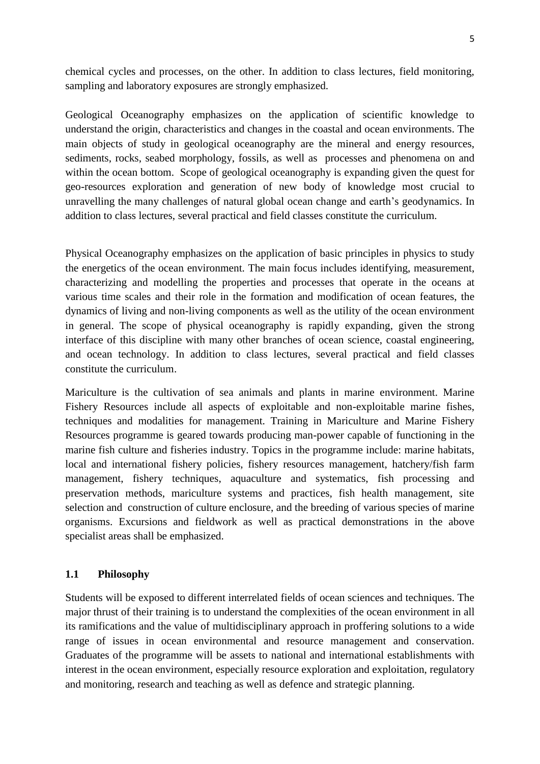chemical cycles and processes, on the other. In addition to class lectures, field monitoring, sampling and laboratory exposures are strongly emphasized.

Geological Oceanography emphasizes on the application of scientific knowledge to understand the origin, characteristics and changes in the coastal and ocean environments. The main objects of study in geological oceanography are the mineral and energy resources, sediments, rocks, seabed morphology, fossils, as well as processes and phenomena on and within the ocean bottom. Scope of geological oceanography is expanding given the quest for geo-resources exploration and generation of new body of knowledge most crucial to unravelling the many challenges of natural global ocean change and earth's geodynamics. In addition to class lectures, several practical and field classes constitute the curriculum.

Physical Oceanography emphasizes on the application of basic principles in physics to study the energetics of the ocean environment. The main focus includes identifying, measurement, characterizing and modelling the properties and processes that operate in the oceans at various time scales and their role in the formation and modification of ocean features, the dynamics of living and non-living components as well as the utility of the ocean environment in general. The scope of physical oceanography is rapidly expanding, given the strong interface of this discipline with many other branches of ocean science, coastal engineering, and ocean technology. In addition to class lectures, several practical and field classes constitute the curriculum.

Mariculture is the cultivation of sea animals and plants in marine environment. Marine Fishery Resources include all aspects of exploitable and non-exploitable marine fishes, techniques and modalities for management. Training in Mariculture and Marine Fishery Resources programme is geared towards producing man-power capable of functioning in the marine fish culture and fisheries industry. Topics in the programme include: marine habitats, local and international fishery policies, fishery resources management, hatchery/fish farm management, fishery techniques, aquaculture and systematics, fish processing and preservation methods, mariculture systems and practices, fish health management, site selection and construction of culture enclosure, and the breeding of various species of marine organisms. Excursions and fieldwork as well as practical demonstrations in the above specialist areas shall be emphasized.

## 1.1 Philosophy

Students will be exposed to different interrelated fields of ocean sciences and techniques. The major thrust of their training is to understand the complexities of the ocean environment in all its ramifications and the value of multidisciplinary approach in proffering solutions to a wide range of issues in ocean environmental and resource management and conservation. Graduates of the programme will be assets to national and international establishments with interest in the ocean environment, especially resource exploration and exploitation, regulatory and monitoring, research and teaching as well as defence and strategic planning.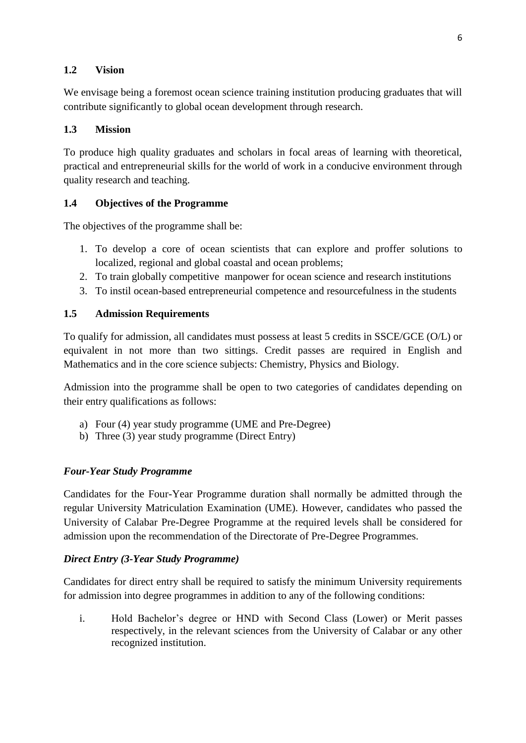### 1.2 Vision

We envisage being a foremost ocean science training institution producing graduates that will contribute significantly to global ocean development through research.

### 1.3 Mission

To produce high quality graduates and scholars in focal areas of learning with theoretical, practical and entrepreneurial skills for the world of work in a conducive environment through quality research and teaching.

### 1.4 Objectives of the Programme

The objectives of the programme shall be:

1. To develop a core of ocean scientists that can explore and proffer solutions to localized, regional and global coastal and ocean problems;
2. To train globally competitive manpower for ocean science and research institutions
3. To instil ocean-based entrepreneurial competence and resourcefulness in the students

### 1.5 Admission Requirements

To qualify for admission, all candidates must possess at least 5 credits in SSCE/GCE (O/L) or equivalent in not more than two sittings. Credit passes are required in English and Mathematics and in the core science subjects: Chemistry, Physics and Biology.

Admission into the programme shall be open to two categories of candidates depending on their entry qualifications as follows:

a) Four (4) year study programme (UME and Pre-Degree)
b) Three (3) year study programme (Direct Entry)

***Four-Year Study Programme***

Candidates for the Four-Year Programme duration shall normally be admitted through the regular University Matriculation Examination (UME). However, candidates who passed the University of Calabar Pre-Degree Programme at the required levels shall be considered for admission upon the recommendation of the Directorate of Pre-Degree Programmes.

***Direct Entry (3-Year Study Programme)***

Candidates for direct entry shall be required to satisfy the minimum University requirements for admission into degree programmes in addition to any of the following conditions:

i. Hold Bachelor's degree or HND with Second Class (Lower) or Merit passes respectively, in the relevant sciences from the University of Calabar or any other recognized institution.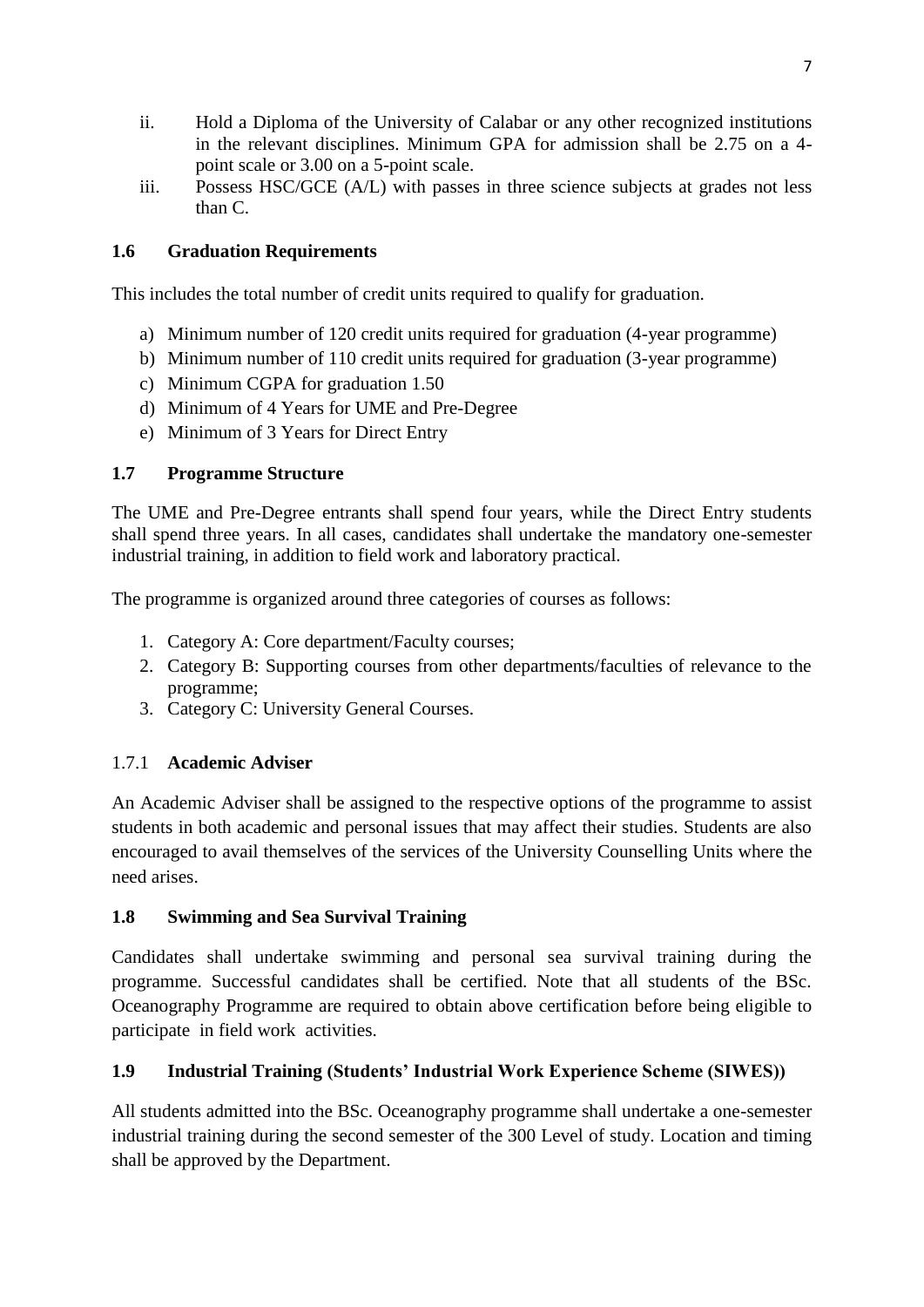ii. Hold a Diploma of the University of Calabar or any other recognized institutions in the relevant disciplines. Minimum GPA for admission shall be 2.75 on a 4-point scale or 3.00 on a 5-point scale.

iii. Possess HSC/GCE (A/L) with passes in three science subjects at grades not less than C.

## 1.6 Graduation Requirements

This includes the total number of credit units required to qualify for graduation.

a) Minimum number of 120 credit units required for graduation (4-year programme)
b) Minimum number of 110 credit units required for graduation (3-year programme)
c) Minimum CGPA for graduation 1.50
d) Minimum of 4 Years for UME and Pre-Degree
e) Minimum of 3 Years for Direct Entry

## 1.7 Programme Structure

The UME and Pre-Degree entrants shall spend four years, while the Direct Entry students shall spend three years. In all cases, candidates shall undertake the mandatory one-semester industrial training, in addition to field work and laboratory practical.

The programme is organized around three categories of courses as follows:

1. Category A: Core department/Faculty courses;
2. Category B: Supporting courses from other departments/faculties of relevance to the programme;
3. Category C: University General Courses.

### 1.7.1 Academic Adviser

An Academic Adviser shall be assigned to the respective options of the programme to assist students in both academic and personal issues that may affect their studies. Students are also encouraged to avail themselves of the services of the University Counselling Units where the need arises.

## 1.8 Swimming and Sea Survival Training

Candidates shall undertake swimming and personal sea survival training during the programme. Successful candidates shall be certified. Note that all students of the BSc. Oceanography Programme are required to obtain above certification before being eligible to participate in field work activities.

## 1.9 Industrial Training (Students' Industrial Work Experience Scheme (SIWES))

All students admitted into the BSc. Oceanography programme shall undertake a one-semester industrial training during the second semester of the 300 Level of study. Location and timing shall be approved by the Department.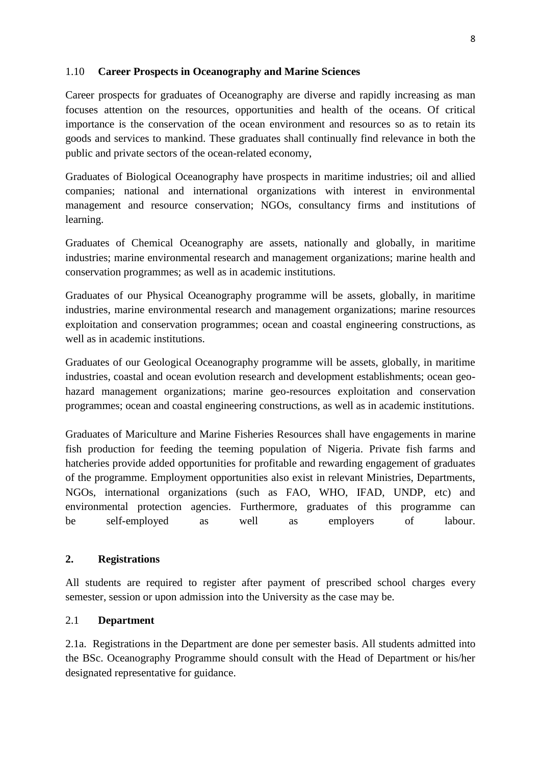### 1.10 **Career Prospects in Oceanography and Marine Sciences**

Career prospects for graduates of Oceanography are diverse and rapidly increasing as man focuses attention on the resources, opportunities and health of the oceans. Of critical importance is the conservation of the ocean environment and resources so as to retain its goods and services to mankind. These graduates shall continually find relevance in both the public and private sectors of the ocean-related economy,

Graduates of Biological Oceanography have prospects in maritime industries; oil and allied companies; national and international organizations with interest in environmental management and resource conservation; NGOs, consultancy firms and institutions of learning.

Graduates of Chemical Oceanography are assets, nationally and globally, in maritime industries; marine environmental research and management organizations; marine health and conservation programmes; as well as in academic institutions.

Graduates of our Physical Oceanography programme will be assets, globally, in maritime industries, marine environmental research and management organizations; marine resources exploitation and conservation programmes; ocean and coastal engineering constructions, as well as in academic institutions.

Graduates of our Geological Oceanography programme will be assets, globally, in maritime industries, coastal and ocean evolution research and development establishments; ocean geo-hazard management organizations; marine geo-resources exploitation and conservation programmes; ocean and coastal engineering constructions, as well as in academic institutions.

Graduates of Mariculture and Marine Fisheries Resources shall have engagements in marine fish production for feeding the teeming population of Nigeria. Private fish farms and hatcheries provide added opportunities for profitable and rewarding engagement of graduates of the programme. Employment opportunities also exist in relevant Ministries, Departments, NGOs, international organizations (such as FAO, WHO, IFAD, UNDP, etc) and environmental protection agencies. Furthermore, graduates of this programme can be self-employed as well as employers of labour.

## **2. Registrations**

All students are required to register after payment of prescribed school charges every semester, session or upon admission into the University as the case may be.

### 2.1 **Department**

2.1a. Registrations in the Department are done per semester basis. All students admitted into the BSc. Oceanography Programme should consult with the Head of Department or his/her designated representative for guidance.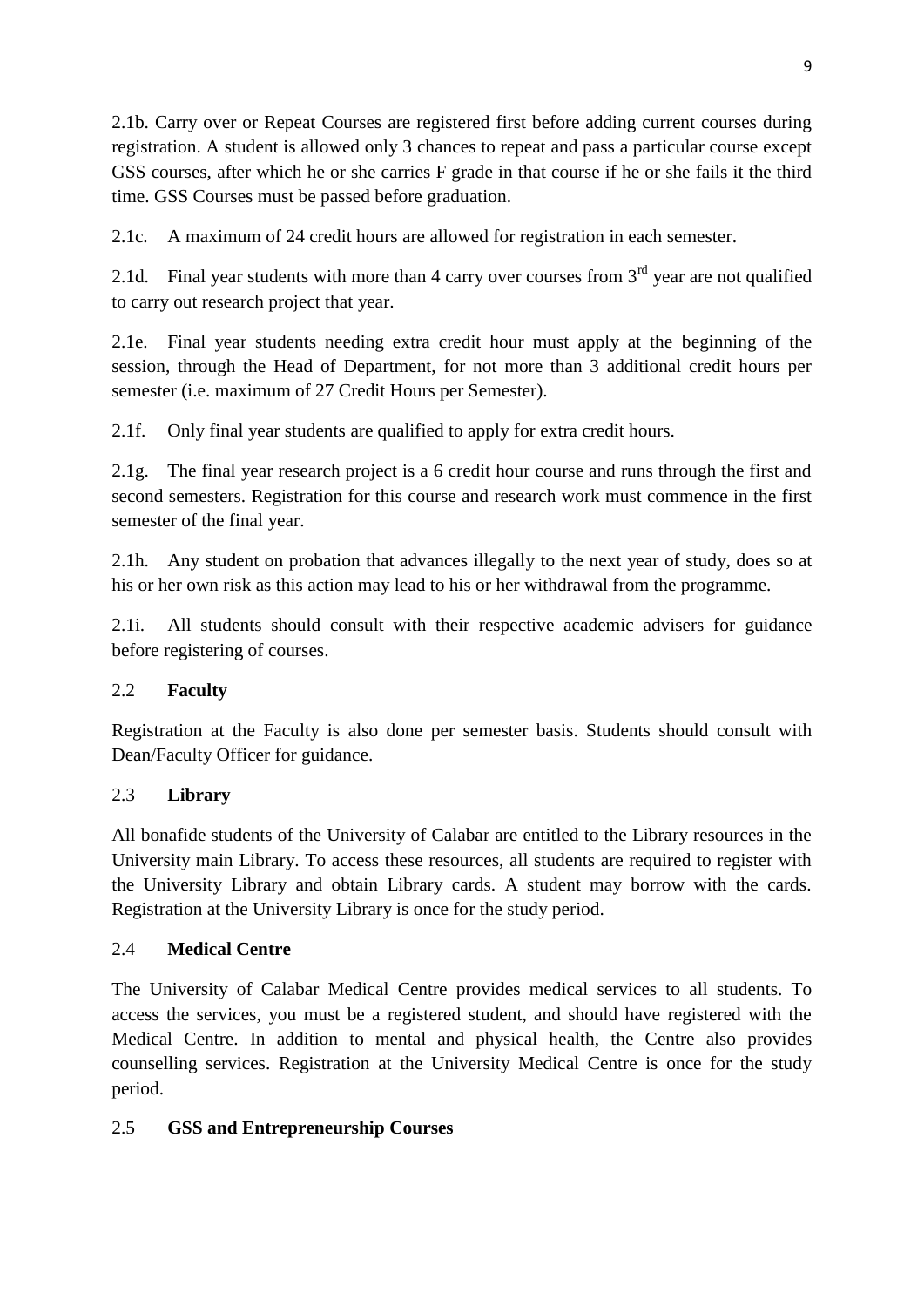2.1b. Carry over or Repeat Courses are registered first before adding current courses during registration. A student is allowed only 3 chances to repeat and pass a particular course except GSS courses, after which he or she carries F grade in that course if he or she fails it the third time. GSS Courses must be passed before graduation.

2.1c. A maximum of 24 credit hours are allowed for registration in each semester.

2.1d. Final year students with more than 4 carry over courses from 3rd year are not qualified to carry out research project that year.

2.1e. Final year students needing extra credit hour must apply at the beginning of the session, through the Head of Department, for not more than 3 additional credit hours per semester (i.e. maximum of 27 Credit Hours per Semester).

2.1f. Only final year students are qualified to apply for extra credit hours.

2.1g. The final year research project is a 6 credit hour course and runs through the first and second semesters. Registration for this course and research work must commence in the first semester of the final year.

2.1h. Any student on probation that advances illegally to the next year of study, does so at his or her own risk as this action may lead to his or her withdrawal from the programme.

2.1i. All students should consult with their respective academic advisers for guidance before registering of courses.

### 2.2 Faculty

Registration at the Faculty is also done per semester basis. Students should consult with Dean/Faculty Officer for guidance.

### 2.3 Library

All bonafide students of the University of Calabar are entitled to the Library resources in the University main Library. To access these resources, all students are required to register with the University Library and obtain Library cards. A student may borrow with the cards. Registration at the University Library is once for the study period.

### 2.4 Medical Centre

The University of Calabar Medical Centre provides medical services to all students. To access the services, you must be a registered student, and should have registered with the Medical Centre. In addition to mental and physical health, the Centre also provides counselling services. Registration at the University Medical Centre is once for the study period.

### 2.5 GSS and Entrepreneurship Courses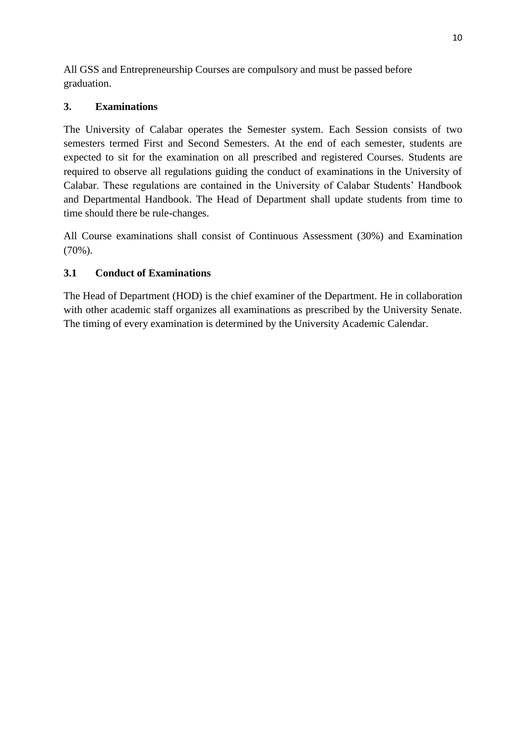All GSS and Entrepreneurship Courses are compulsory and must be passed before graduation.

## 3. Examinations

The University of Calabar operates the Semester system. Each Session consists of two semesters termed First and Second Semesters. At the end of each semester, students are expected to sit for the examination on all prescribed and registered Courses. Students are required to observe all regulations guiding the conduct of examinations in the University of Calabar. These regulations are contained in the University of Calabar Students' Handbook and Departmental Handbook. The Head of Department shall update students from time to time should there be rule-changes.

All Course examinations shall consist of Continuous Assessment (30%) and Examination (70%).

### 3.1 Conduct of Examinations

The Head of Department (HOD) is the chief examiner of the Department. He in collaboration with other academic staff organizes all examinations as prescribed by the University Senate. The timing of every examination is determined by the University Academic Calendar.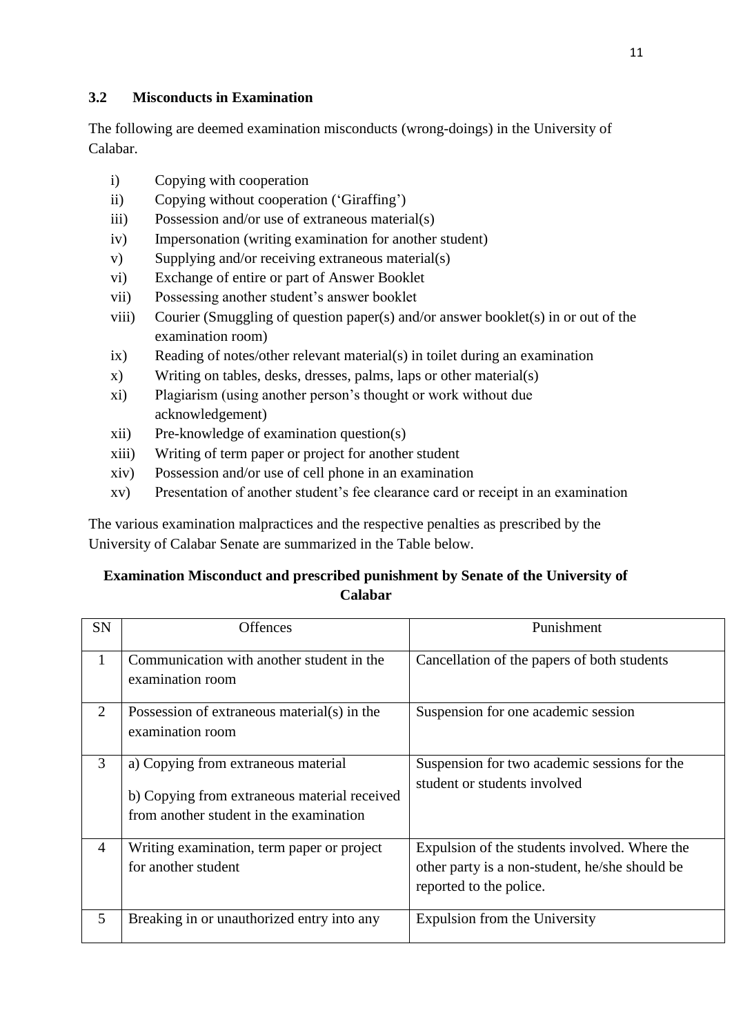### 3.2 Misconducts in Examination

The following are deemed examination misconducts (wrong-doings) in the University of Calabar.

i) Copying with cooperation
ii) Copying without cooperation ('Giraffing')
iii) Possession and/or use of extraneous material(s)
iv) Impersonation (writing examination for another student)
v) Supplying and/or receiving extraneous material(s)
vi) Exchange of entire or part of Answer Booklet
vii) Possessing another student's answer booklet
viii) Courier (Smuggling of question paper(s) and/or answer booklet(s) in or out of the examination room)
ix) Reading of notes/other relevant material(s) in toilet during an examination
x) Writing on tables, desks, dresses, palms, laps or other material(s)
xi) Plagiarism (using another person's thought or work without due acknowledgement)
xii) Pre-knowledge of examination question(s)
xiii) Writing of term paper or project for another student
xiv) Possession and/or use of cell phone in an examination
xv) Presentation of another student's fee clearance card or receipt in an examination

The various examination malpractices and the respective penalties as prescribed by the University of Calabar Senate are summarized in the Table below.

**Examination Misconduct and prescribed punishment by Senate of the University of Calabar**

| SN | Offences | Punishment |
|---|---|---|
| 1 | Communication with another student in the examination room | Cancellation of the papers of both students |
| 2 | Possession of extraneous material(s) in the examination room | Suspension for one academic session |
| 3 | a) Copying from extraneous material<br>b) Copying from extraneous material received from another student in the examination | Suspension for two academic sessions for the student or students involved |
| 4 | Writing examination, term paper or project for another student | Expulsion of the students involved. Where the other party is a non-student, he/she should be reported to the police. |
| 5 | Breaking in or unauthorized entry into any | Expulsion from the University |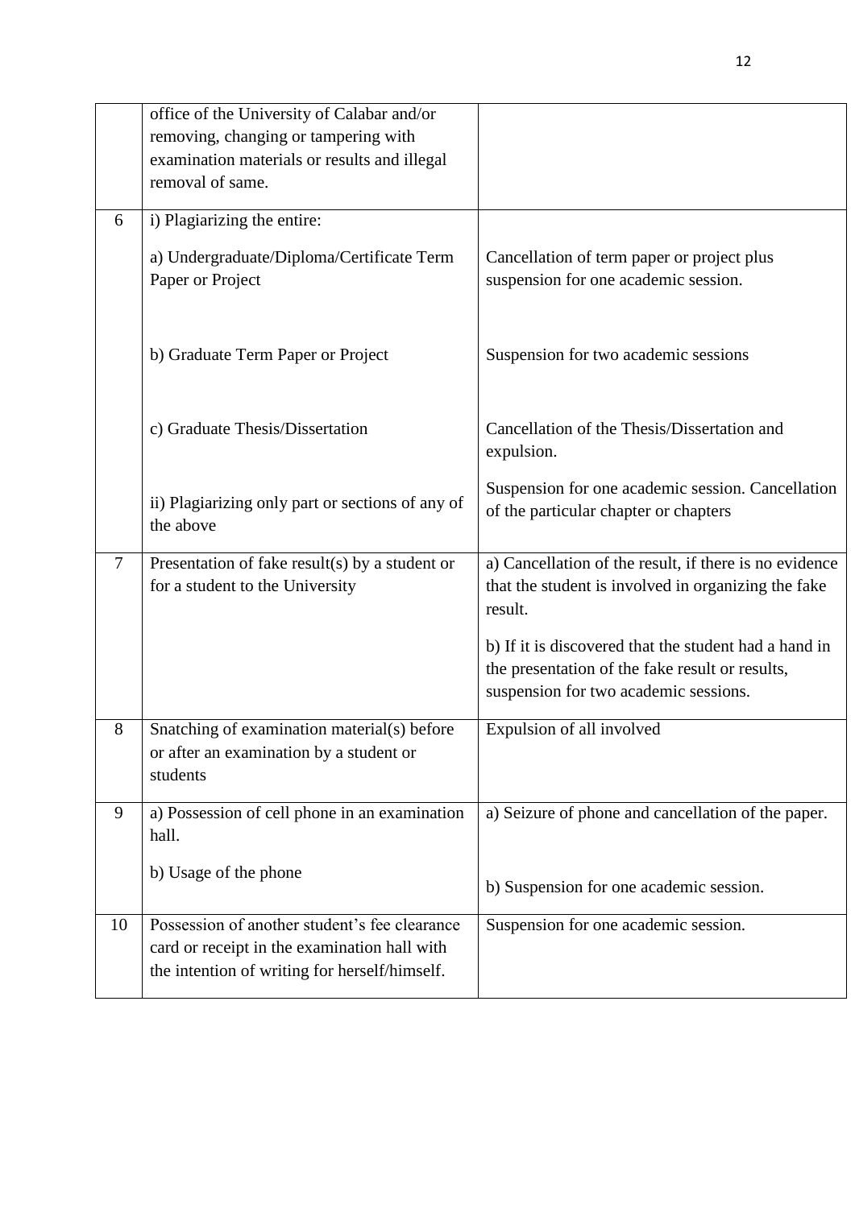| | | |
|---|---|---|
| | office of the University of Calabar and/or removing, changing or tampering with examination materials or results and illegal removal of same. | |
| 6 | i) Plagiarizing the entire:<br><br>a) Undergraduate/Diploma/Certificate Term Paper or Project<br><br>b) Graduate Term Paper or Project<br><br>c) Graduate Thesis/Dissertation<br><br>ii) Plagiarizing only part or sections of any of the above | <br><br>Cancellation of term paper or project plus suspension for one academic session.<br><br>Suspension for two academic sessions<br><br>Cancellation of the Thesis/Dissertation and expulsion.<br><br>Suspension for one academic session. Cancellation of the particular chapter or chapters |
| 7 | Presentation of fake result(s) by a student or for a student to the University | a) Cancellation of the result, if there is no evidence that the student is involved in organizing the fake result.<br><br>b) If it is discovered that the student had a hand in the presentation of the fake result or results, suspension for two academic sessions. |
| 8 | Snatching of examination material(s) before or after an examination by a student or students | Expulsion of all involved |
| 9 | a) Possession of cell phone in an examination hall.<br><br>b) Usage of the phone | a) Seizure of phone and cancellation of the paper.<br><br>b) Suspension for one academic session. |
| 10 | Possession of another student's fee clearance card or receipt in the examination hall with the intention of writing for herself/himself. | Suspension for one academic session. |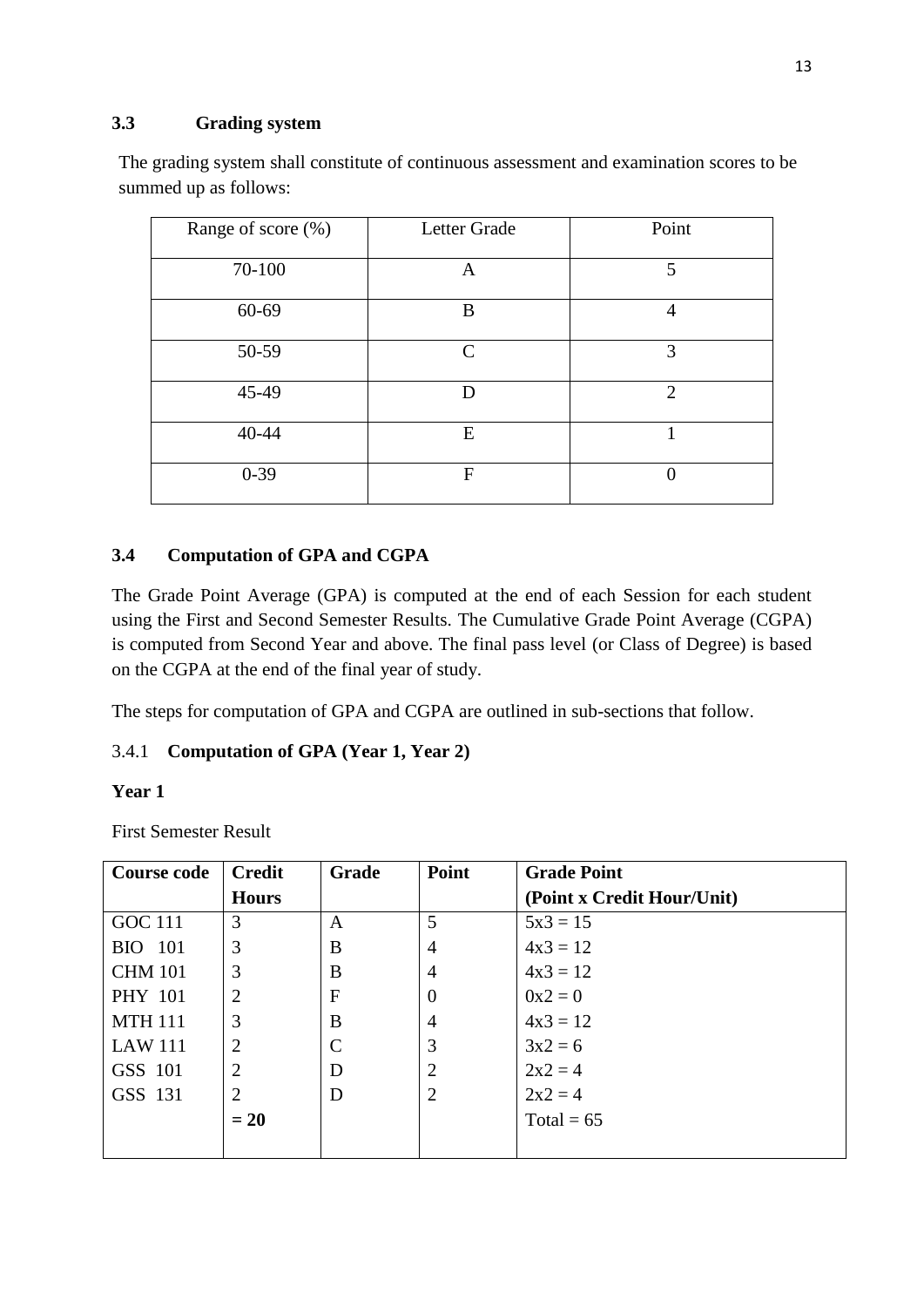### 3.3 Grading system

The grading system shall constitute of continuous assessment and examination scores to be summed up as follows:

| Range of score (%) | Letter Grade | Point |
|---|---|---|
| 70-100 | A | 5 |
| 60-69 | B | 4 |
| 50-59 | C | 3 |
| 45-49 | D | 2 |
| 40-44 | E | 1 |
| 0-39 | F | 0 |

### 3.4 Computation of GPA and CGPA

The Grade Point Average (GPA) is computed at the end of each Session for each student using the First and Second Semester Results. The Cumulative Grade Point Average (CGPA) is computed from Second Year and above. The final pass level (or Class of Degree) is based on the CGPA at the end of the final year of study.

The steps for computation of GPA and CGPA are outlined in sub-sections that follow.

#### 3.4.1 Computation of GPA (Year 1, Year 2)

**Year 1**

First Semester Result

| Course code | Credit Hours | Grade | Point | Grade Point (Point x Credit Hour/Unit) |
|---|---|---|---|---|
| GOC 111 | 3 | A | 5 | 5x3 = 15 |
| BIO 101 | 3 | B | 4 | 4x3 = 12 |
| CHM 101 | 3 | B | 4 | 4x3 = 12 |
| PHY 101 | 2 | F | 0 | 0x2 = 0 |
| MTH 111 | 3 | B | 4 | 4x3 = 12 |
| LAW 111 | 2 | C | 3 | 3x2 = 6 |
| GSS 101 | 2 | D | 2 | 2x2 = 4 |
| GSS 131 | 2 | D | 2 | 2x2 = 4 |
| | **= 20** | | | Total = 65 |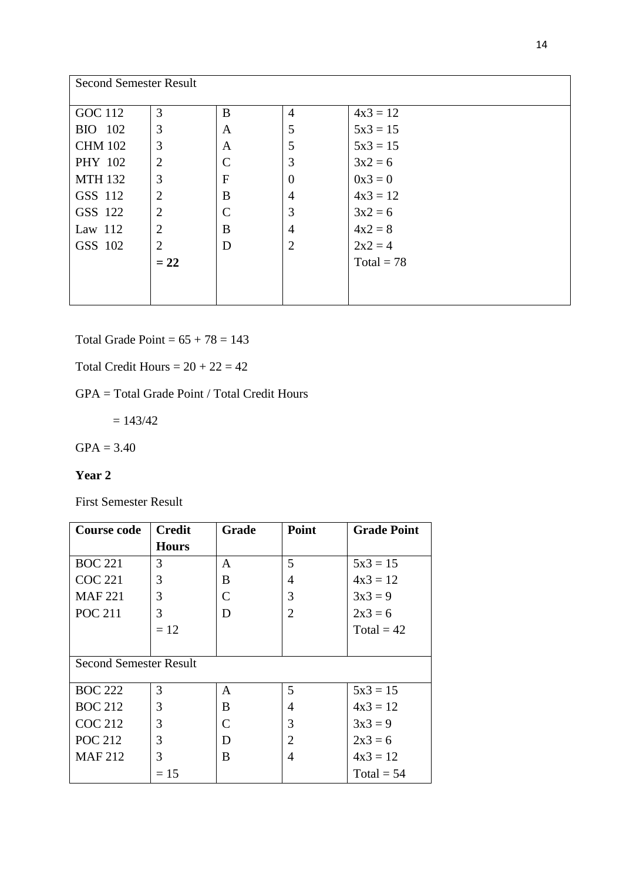| Second Semester Result | | | | |
|---|---|---|---|---|
| GOC 112 | 3 | B | 4 | 4x3 = 12 |
| BIO 102 | 3 | A | 5 | 5x3 = 15 |
| CHM 102 | 3 | A | 5 | 5x3 = 15 |
| PHY 102 | 2 | C | 3 | 3x2 = 6 |
| MTH 132 | 3 | F | 0 | 0x3 = 0 |
| GSS 112 | 2 | B | 4 | 4x3 = 12 |
| GSS 122 | 2 | C | 3 | 3x2 = 6 |
| Law 112 | 2 | B | 4 | 4x2 = 8 |
| GSS 102 | 2 | D | 2 | 2x2 = 4 |
| | **= 22** | | | Total = 78 |

Total Grade Point = 65 + 78 = 143

Total Credit Hours = 20 + 22 = 42

GPA = Total Grade Point / Total Credit Hours

= 143/42

GPA = 3.40

**Year 2**

First Semester Result

| Course code | Credit Hours | Grade | Point | Grade Point |
|---|---|---|---|---|
| BOC 221 | 3 | A | 5 | 5x3 = 15 |
| COC 221 | 3 | B | 4 | 4x3 = 12 |
| MAF 221 | 3 | C | 3 | 3x3 = 9 |
| POC 211 | 3 | D | 2 | 2x3 = 6 |
| | = 12 | | | Total = 42 |
| Second Semester Result | | | | |
| BOC 222 | 3 | A | 5 | 5x3 = 15 |
| BOC 212 | 3 | B | 4 | 4x3 = 12 |
| COC 212 | 3 | C | 3 | 3x3 = 9 |
| POC 212 | 3 | D | 2 | 2x3 = 6 |
| MAF 212 | 3 | B | 4 | 4x3 = 12 |
| | = 15 | | | Total = 54 |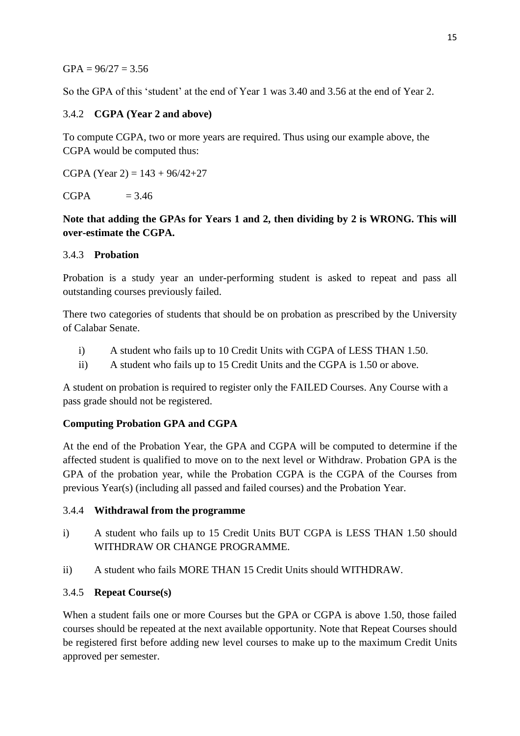GPA = 96/27 = 3.56

So the GPA of this 'student' at the end of Year 1 was 3.40 and 3.56 at the end of Year 2.

### 3.4.2 **CGPA (Year 2 and above)**

To compute CGPA, two or more years are required. Thus using our example above, the CGPA would be computed thus:

CGPA (Year 2) = 143 + 96/42+27

CGPA = 3.46

**Note that adding the GPAs for Years 1 and 2, then dividing by 2 is WRONG. This will over-estimate the CGPA.**

### 3.4.3 **Probation**

Probation is a study year an under-performing student is asked to repeat and pass all outstanding courses previously failed.

There two categories of students that should be on probation as prescribed by the University of Calabar Senate.

i) A student who fails up to 10 Credit Units with CGPA of LESS THAN 1.50.
ii) A student who fails up to 15 Credit Units and the CGPA is 1.50 or above.

A student on probation is required to register only the FAILED Courses. Any Course with a pass grade should not be registered.

**Computing Probation GPA and CGPA**

At the end of the Probation Year, the GPA and CGPA will be computed to determine if the affected student is qualified to move on to the next level or Withdraw. Probation GPA is the GPA of the probation year, while the Probation CGPA is the CGPA of the Courses from previous Year(s) (including all passed and failed courses) and the Probation Year.

### 3.4.4 **Withdrawal from the programme**

i) A student who fails up to 15 Credit Units BUT CGPA is LESS THAN 1.50 should WITHDRAW OR CHANGE PROGRAMME.

ii) A student who fails MORE THAN 15 Credit Units should WITHDRAW.

### 3.4.5 **Repeat Course(s)**

When a student fails one or more Courses but the GPA or CGPA is above 1.50, those failed courses should be repeated at the next available opportunity. Note that Repeat Courses should be registered first before adding new level courses to make up to the maximum Credit Units approved per semester.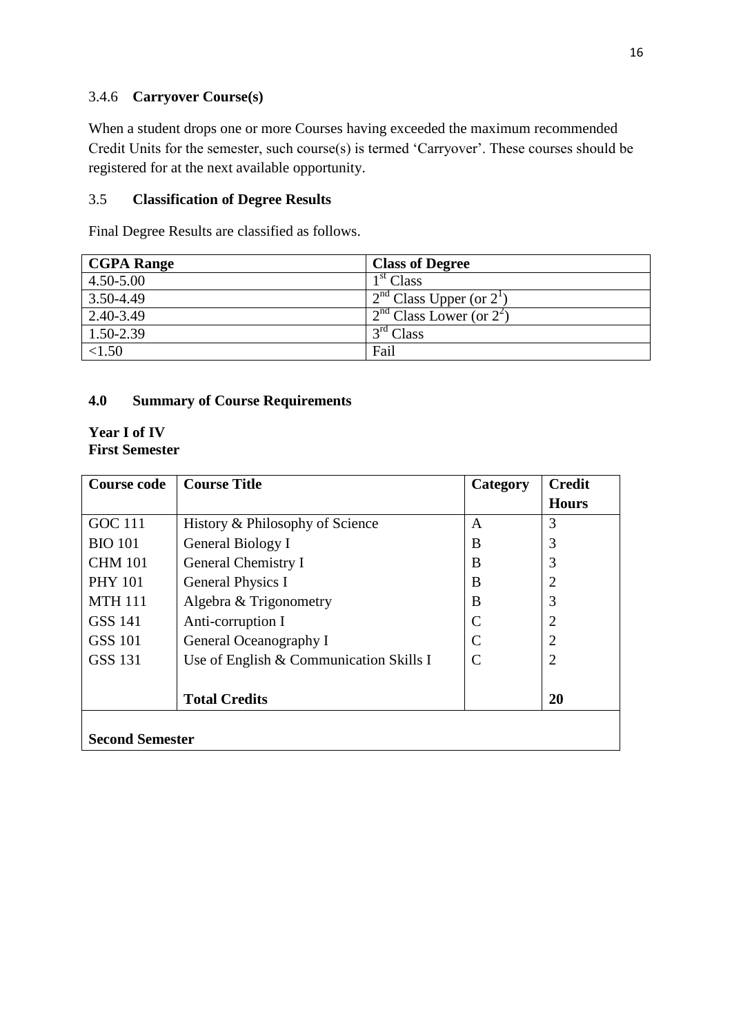### 3.4.6 **Carryover Course(s)**

When a student drops one or more Courses having exceeded the maximum recommended Credit Units for the semester, such course(s) is termed 'Carryover'. These courses should be registered for at the next available opportunity.

### 3.5 **Classification of Degree Results**

Final Degree Results are classified as follows.

| **CGPA Range** | **Class of Degree** |
|---|---|
| 4.50-5.00 | 1st Class |
| 3.50-4.49 | 2nd Class Upper (or $2^1$) |
| 2.40-3.49 | 2nd Class Lower (or $2^2$) |
| 1.50-2.39 | 3rd Class |
| <1.50 | Fail |

## 4.0 Summary of Course Requirements

**Year I of IV**
**First Semester**

| **Course code** | **Course Title** | **Category** | **Credit Hours** |
|---|---|---|---|
| GOC 111 | History & Philosophy of Science | A | 3 |
| BIO 101 | General Biology I | B | 3 |
| CHM 101 | General Chemistry I | B | 3 |
| PHY 101 | General Physics I | B | 2 |
| MTH 111 | Algebra & Trigonometry | B | 3 |
| GSS 141 | Anti-corruption I | C | 2 |
| GSS 101 | General Oceanography I | C | 2 |
| GSS 131 | Use of English & Communication Skills I | C | 2 |
| | **Total Credits** | | **20** |

**Second Semester**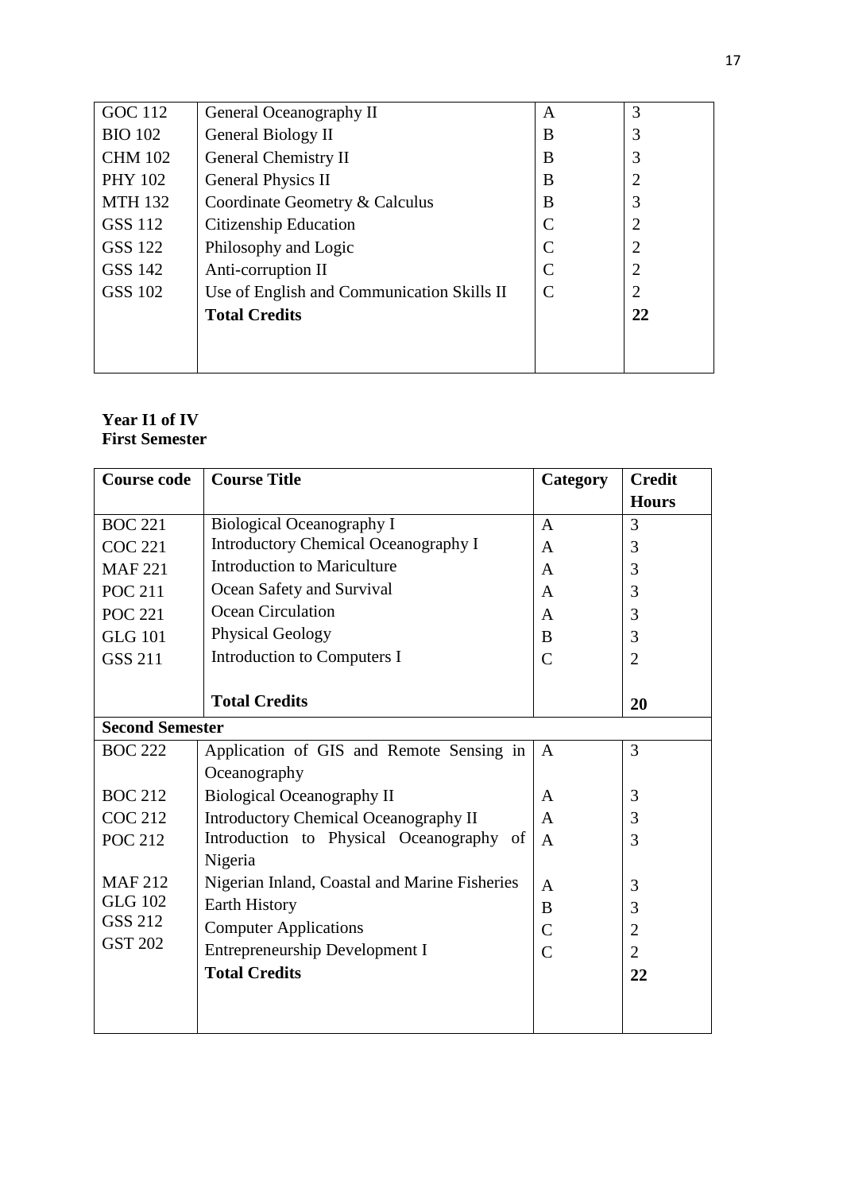| | | | |
|---|---|---|---|
| GOC 112 | General Oceanography II | A | 3 |
| BIO 102 | General Biology II | B | 3 |
| CHM 102 | General Chemistry II | B | 3 |
| PHY 102 | General Physics II | B | 2 |
| MTH 132 | Coordinate Geometry & Calculus | B | 3 |
| GSS 112 | Citizenship Education | C | 2 |
| GSS 122 | Philosophy and Logic | C | 2 |
| GSS 142 | Anti-corruption II | C | 2 |
| GSS 102 | Use of English and Communication Skills II | C | 2 |
| | **Total Credits** | | **22** |

**Year I1 of IV**
**First Semester**

| **Course code** | **Course Title** | **Category** | **Credit Hours** |
|---|---|---|---|
| BOC 221 | Biological Oceanography I | A | 3 |
| COC 221 | Introductory Chemical Oceanography I | A | 3 |
| MAF 221 | Introduction to Mariculture | A | 3 |
| POC 211 | Ocean Safety and Survival | A | 3 |
| POC 221 | Ocean Circulation | A | 3 |
| GLG 101 | Physical Geology | B | 3 |
| GSS 211 | Introduction to Computers I | C | 2 |
| | **Total Credits** | | **20** |
| **Second Semester** | | | |
| BOC 222 | Application of GIS and Remote Sensing in Oceanography | A | 3 |
| BOC 212 | Biological Oceanography II | A | 3 |
| COC 212 | Introductory Chemical Oceanography II | A | 3 |
| POC 212 | Introduction to Physical Oceanography of Nigeria | A | 3 |
| MAF 212 | Nigerian Inland, Coastal and Marine Fisheries | A | 3 |
| GLG 102 | Earth History | B | 3 |
| GSS 212 | Computer Applications | C | 2 |
| GST 202 | Entrepreneurship Development I | C | 2 |
| | **Total Credits** | | **22** |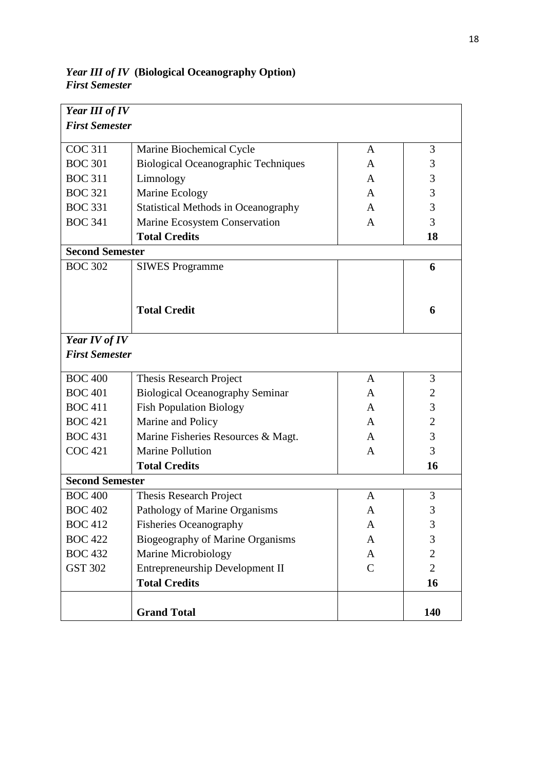***Year III of IV* (Biological Oceanography Option)**
***First Semester***

| ***Year III of IV*** | | | |
|---|---|---|---|
| ***First Semester*** | | | |
| COC 311 | Marine Biochemical Cycle | A | 3 |
| BOC 301 | Biological Oceanographic Techniques | A | 3 |
| BOC 311 | Limnology | A | 3 |
| BOC 321 | Marine Ecology | A | 3 |
| BOC 331 | Statistical Methods in Oceanography | A | 3 |
| BOC 341 | Marine Ecosystem Conservation | A | 3 |
| | **Total Credits** | | **18** |
| **Second Semester** | | | |
| BOC 302 | SIWES Programme | | **6** |
| | **Total Credit** | | **6** |
| ***Year IV of IV*** | | | |
| ***First Semester*** | | | |
| BOC 400 | Thesis Research Project | A | 3 |
| BOC 401 | Biological Oceanography Seminar | A | 2 |
| BOC 411 | Fish Population Biology | A | 3 |
| BOC 421 | Marine and Policy | A | 2 |
| BOC 431 | Marine Fisheries Resources & Magt. | A | 3 |
| COC 421 | Marine Pollution | A | 3 |
| | **Total Credits** | | **16** |
| **Second Semester** | | | |
| BOC 400 | Thesis Research Project | A | 3 |
| BOC 402 | Pathology of Marine Organisms | A | 3 |
| BOC 412 | Fisheries Oceanography | A | 3 |
| BOC 422 | Biogeography of Marine Organisms | A | 3 |
| BOC 432 | Marine Microbiology | A | 2 |
| GST 302 | Entrepreneurship Development II | C | 2 |
| | **Total Credits** | | **16** |
| | **Grand Total** | | **140** |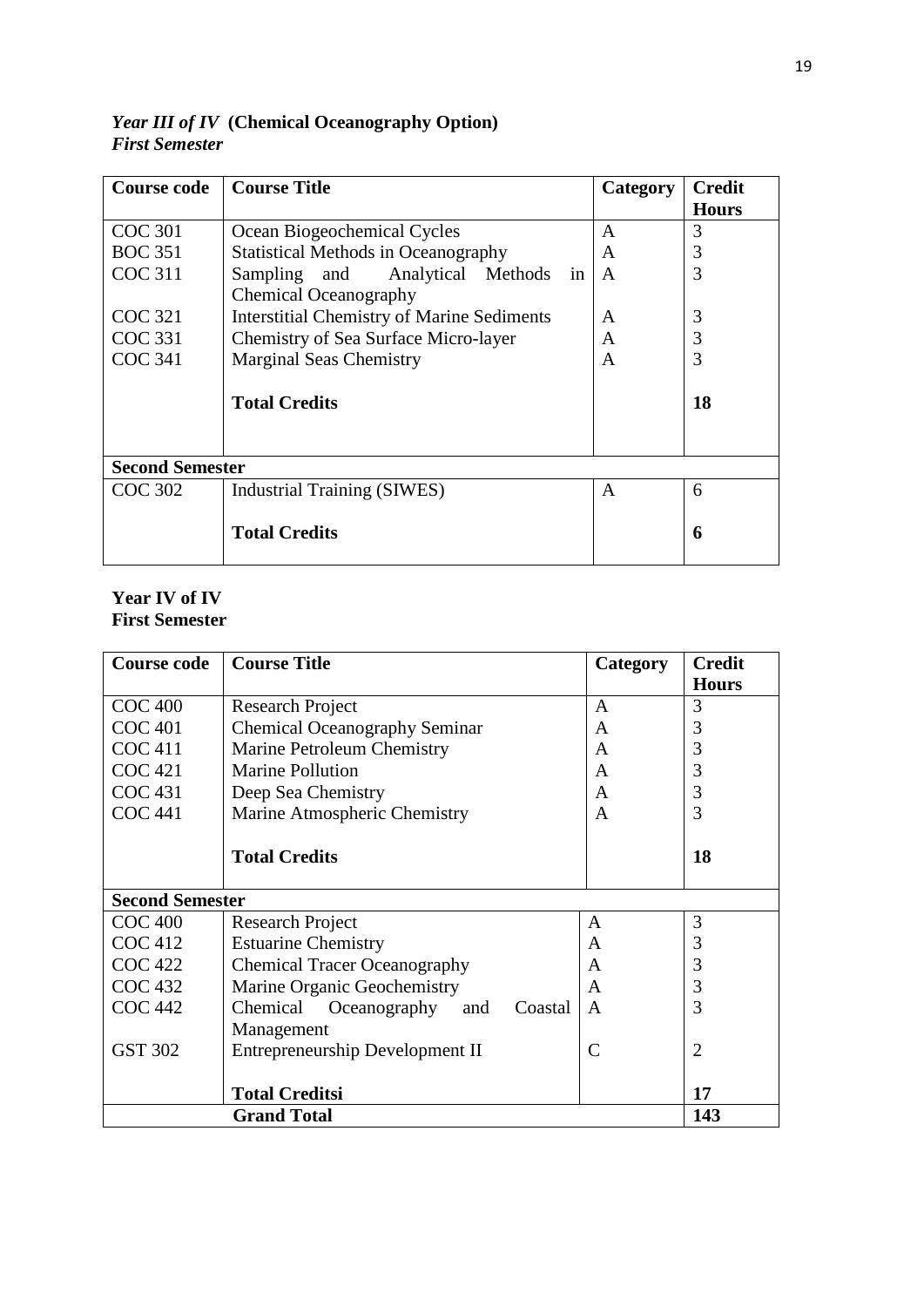***Year III of IV* (Chemical Oceanography Option)**
***First Semester***

| Course code | Course Title | Category | Credit Hours |
|---|---|---|---|
| COC 301 | Ocean Biogeochemical Cycles | A | 3 |
| BOC 351 | Statistical Methods in Oceanography | A | 3 |
| COC 311 | Sampling and Analytical Methods in Chemical Oceanography | A | 3 |
| COC 321 | Interstitial Chemistry of Marine Sediments | A | 3 |
| COC 331 | Chemistry of Sea Surface Micro-layer | A | 3 |
| COC 341 | Marginal Seas Chemistry | A | 3 |
| | **Total Credits** | | **18** |
| **Second Semester** | | | |
| COC 302 | Industrial Training (SIWES) | A | 6 |
| | **Total Credits** | | **6** |

**Year IV of IV**
**First Semester**

| Course code | Course Title | Category | Credit Hours |
|---|---|---|---|
| COC 400 | Research Project | A | 3 |
| COC 401 | Chemical Oceanography Seminar | A | 3 |
| COC 411 | Marine Petroleum Chemistry | A | 3 |
| COC 421 | Marine Pollution | A | 3 |
| COC 431 | Deep Sea Chemistry | A | 3 |
| COC 441 | Marine Atmospheric Chemistry | A | 3 |
| | **Total Credits** | | **18** |
| **Second Semester** | | | |
| COC 400 | Research Project | A | 3 |
| COC 412 | Estuarine Chemistry | A | 3 |
| COC 422 | Chemical Tracer Oceanography | A | 3 |
| COC 432 | Marine Organic Geochemistry | A | 3 |
| COC 442 | Chemical Oceanography and Coastal Management | A | 3 |
| GST 302 | Entrepreneurship Development II | C | 2 |
| | **Total Creditsi** | | **17** |
| | **Grand Total** | | **143** |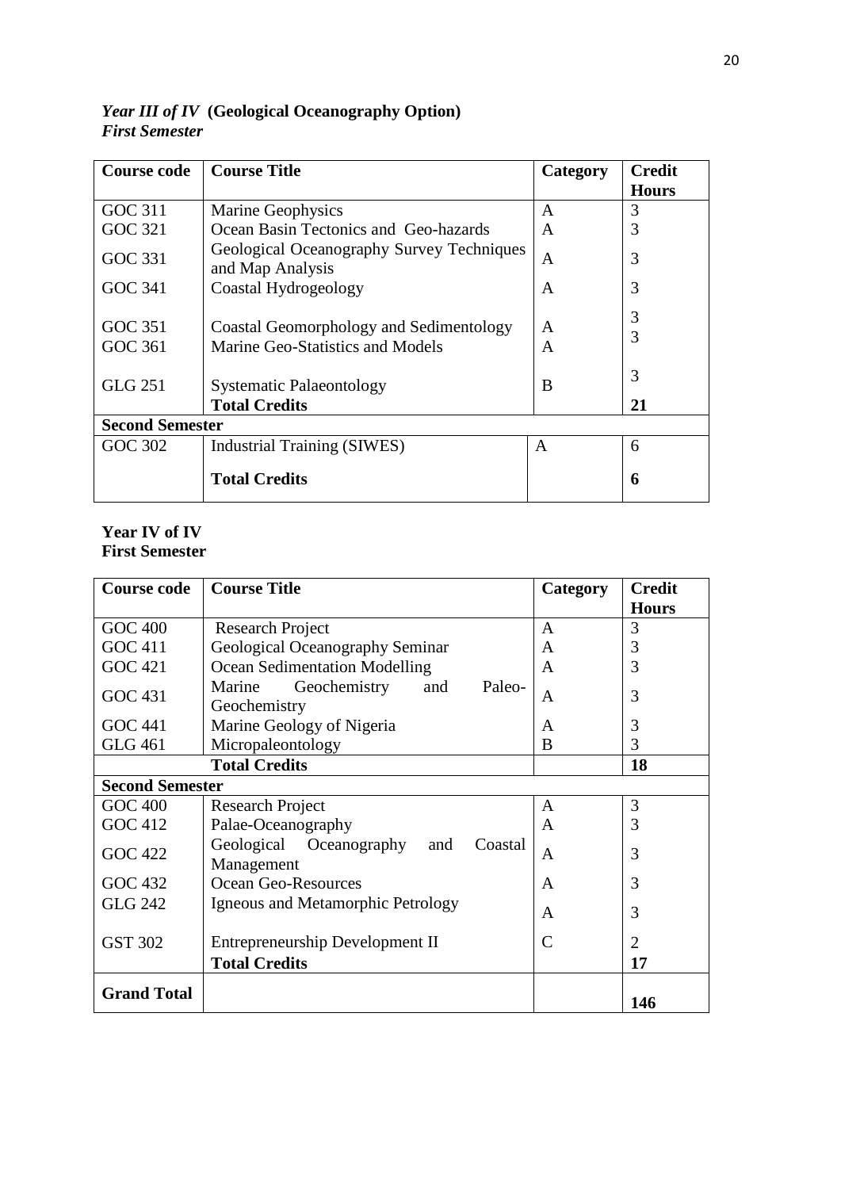***Year III of IV* (Geological Oceanography Option)**
***First Semester***

| Course code | Course Title | Category | Credit Hours |
|---|---|---|---|
| GOC 311 | Marine Geophysics | A | 3 |
| GOC 321 | Ocean Basin Tectonics and Geo-hazards | A | 3 |
| GOC 331 | Geological Oceanography Survey Techniques and Map Analysis | A | 3 |
| GOC 341 | Coastal Hydrogeology | A | 3 |
| GOC 351 | Coastal Geomorphology and Sedimentology | A | 3 |
| GOC 361 | Marine Geo-Statistics and Models | A | 3 |
| GLG 251 | Systematic Palaeontology | B | 3 |
| | **Total Credits** | | **21** |
| **Second Semester** | | | |
| GOC 302 | Industrial Training (SIWES) | A | 6 |
| | **Total Credits** | | **6** |

**Year IV of IV**
**First Semester**

| Course code | Course Title | Category | Credit Hours |
|---|---|---|---|
| GOC 400 | Research Project | A | 3 |
| GOC 411 | Geological Oceanography Seminar | A | 3 |
| GOC 421 | Ocean Sedimentation Modelling | A | 3 |
| GOC 431 | Marine Geochemistry and Paleo-Geochemistry | A | 3 |
| GOC 441 | Marine Geology of Nigeria | A | 3 |
| GLG 461 | Micropaleontology | B | 3 |
| | **Total Credits** | | **18** |
| **Second Semester** | | | |
| GOC 400 | Research Project | A | 3 |
| GOC 412 | Palae-Oceanography | A | 3 |
| GOC 422 | Geological Oceanography and Coastal Management | A | 3 |
| GOC 432 | Ocean Geo-Resources | A | 3 |
| GLG 242 | Igneous and Metamorphic Petrology | A | 3 |
| GST 302 | Entrepreneurship Development II | C | 2 |
| | **Total Credits** | | **17** |
| **Grand Total** | | | **146** |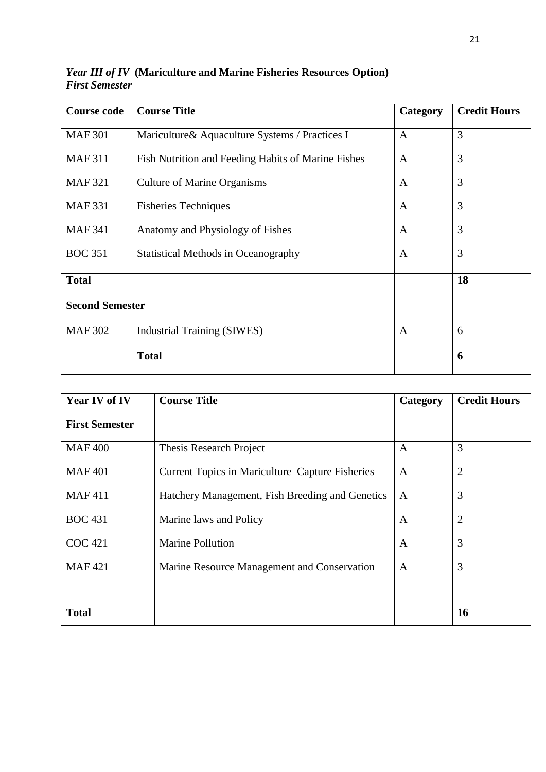*Year III of IV* **(Mariculture and Marine Fisheries Resources Option)**
***First Semester***

| Course code | Course Title | Category | Credit Hours |
|---|---|---|---|
| MAF 301 | Mariculture& Aquaculture Systems / Practices I | A | 3 |
| MAF 311 | Fish Nutrition and Feeding Habits of Marine Fishes | A | 3 |
| MAF 321 | Culture of Marine Organisms | A | 3 |
| MAF 331 | Fisheries Techniques | A | 3 |
| MAF 341 | Anatomy and Physiology of Fishes | A | 3 |
| BOC 351 | Statistical Methods in Oceanography | A | 3 |
| **Total** | | | **18** |
| **Second Semester** | | | |
| MAF 302 | Industrial Training (SIWES) | A | 6 |
| | **Total** | | **6** |

| Year IV of IV<br>First Semester | Course Title | Category | Credit Hours |
|---|---|---|---|
| MAF 400 | Thesis Research Project | A | 3 |
| MAF 401 | Current Topics in Mariculture Capture Fisheries | A | 2 |
| MAF 411 | Hatchery Management, Fish Breeding and Genetics | A | 3 |
| BOC 431 | Marine laws and Policy | A | 2 |
| COC 421 | Marine Pollution | A | 3 |
| MAF 421 | Marine Resource Management and Conservation | A | 3 |
| **Total** | | | **16** |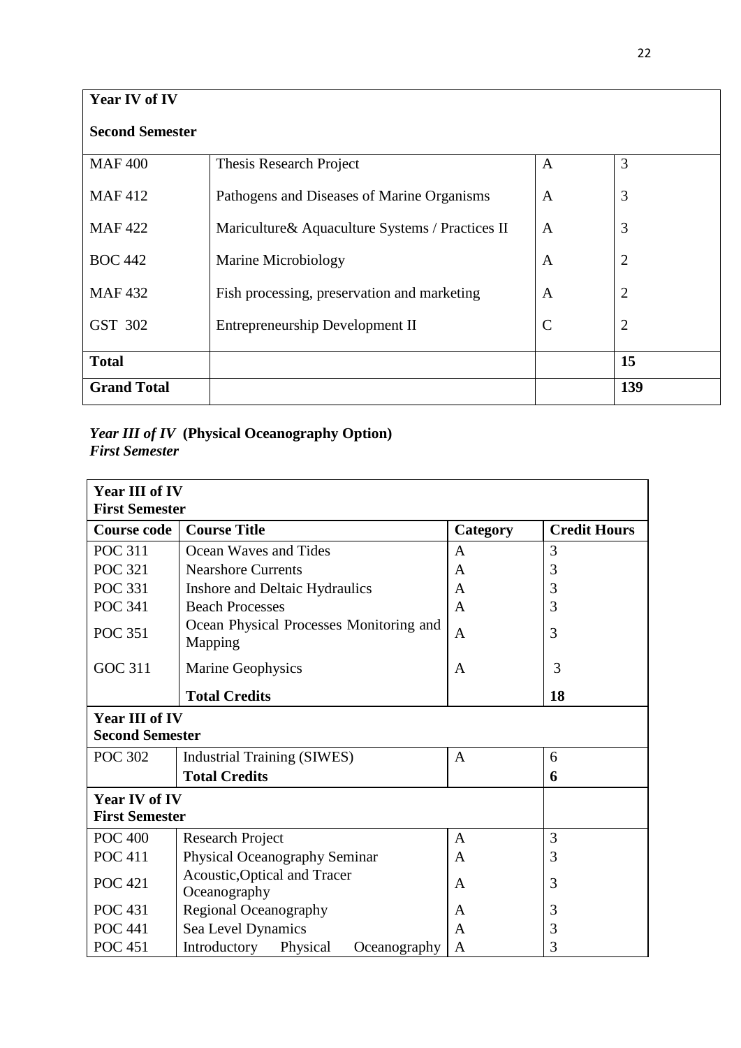| Year IV of IV<br>Second Semester | | | |
|---|---|---|---|
| MAF 400 | Thesis Research Project | A | 3 |
| MAF 412 | Pathogens and Diseases of Marine Organisms | A | 3 |
| MAF 422 | Mariculture& Aquaculture Systems / Practices II | A | 3 |
| BOC 442 | Marine Microbiology | A | 2 |
| MAF 432 | Fish processing, preservation and marketing | A | 2 |
| GST 302 | Entrepreneurship Development II | C | 2 |
| **Total** | | | **15** |
| **Grand Total** | | | **139** |

***Year III of IV*** **(Physical Oceanography Option)**
***First Semester***

| Year III of IV<br>First Semester | | | |
|---|---|---|---|
| **Course code** | **Course Title** | **Category** | **Credit Hours** |
| POC 311 | Ocean Waves and Tides | A | 3 |
| POC 321 | Nearshore Currents | A | 3 |
| POC 331 | Inshore and Deltaic Hydraulics | A | 3 |
| POC 341 | Beach Processes | A | 3 |
| POC 351 | Ocean Physical Processes Monitoring and Mapping | A | 3 |
| GOC 311 | Marine Geophysics | A | 3 |
| | **Total Credits** | | **18** |
| **Year III of IV<br>Second Semester** | | | |
| POC 302 | Industrial Training (SIWES) | A | 6 |
| | **Total Credits** | | **6** |
| **Year IV of IV<br>First Semester** | | | |
| POC 400 | Research Project | A | 3 |
| POC 411 | Physical Oceanography Seminar | A | 3 |
| POC 421 | Acoustic,Optical and Tracer Oceanography | A | 3 |
| POC 431 | Regional Oceanography | A | 3 |
| POC 441 | Sea Level Dynamics | A | 3 |
| POC 451 | Introductory Physical Oceanography | A | 3 |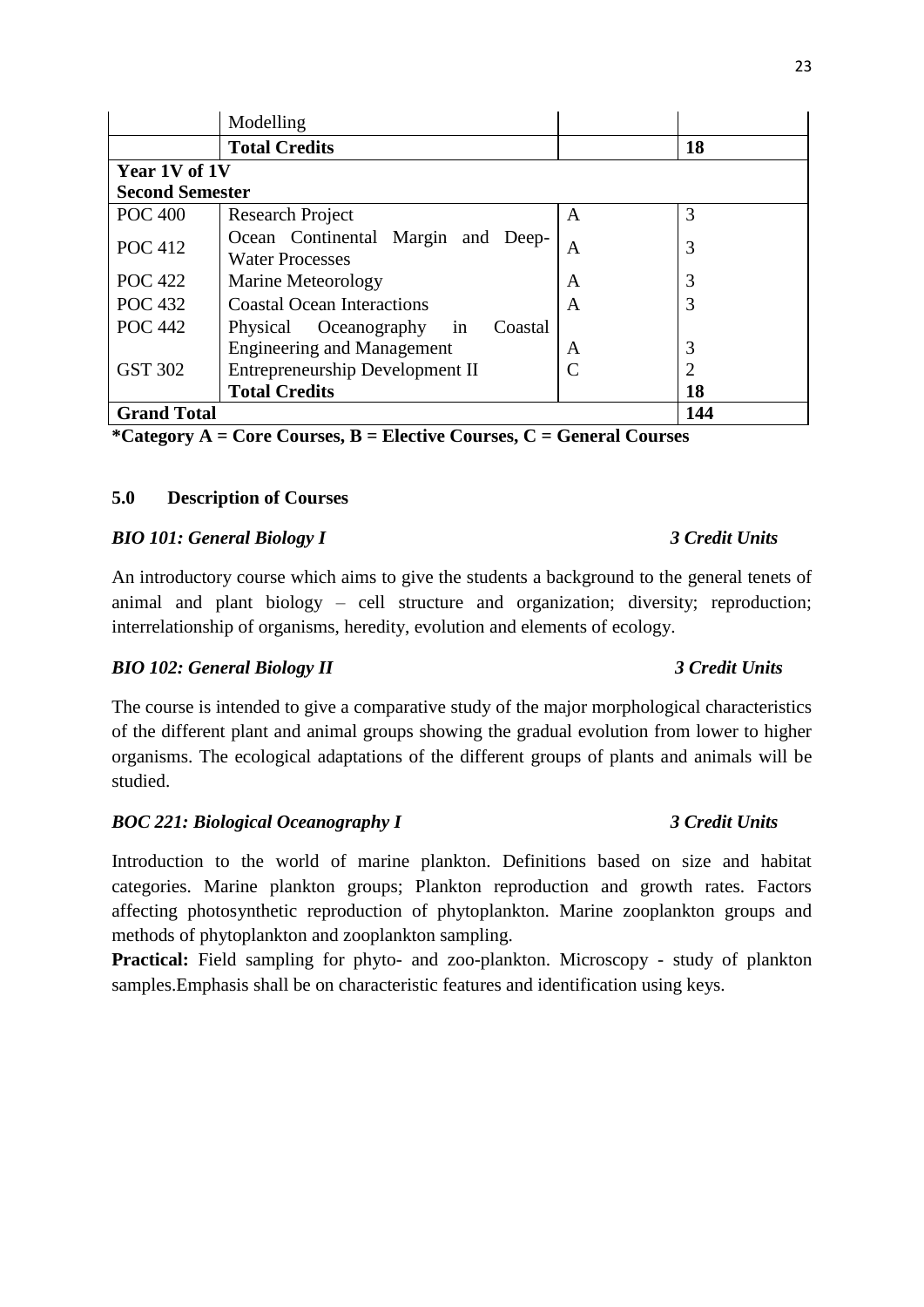| | Modelling | | |
|---|---|---|---|
| | **Total Credits** | | **18** |
| **Year 1V of 1V** | | | |
| **Second Semester** | | | |
| POC 400 | Research Project | A | 3 |
| POC 412 | Ocean Continental Margin and Deep-Water Processes | A | 3 |
| POC 422 | Marine Meteorology | A | 3 |
| POC 432 | Coastal Ocean Interactions | A | 3 |
| POC 442 | Physical Oceanography in Coastal Engineering and Management | A | 3 |
| GST 302 | Entrepreneurship Development II | C | 2 |
| | **Total Credits** | | **18** |
| **Grand Total** | | | **144** |

**\*Category A = Core Courses, B = Elective Courses, C = General Courses**

## 5.0 Description of Courses

***BIO 101: General Biology I*** — ***3 Credit Units***

An introductory course which aims to give the students a background to the general tenets of animal and plant biology – cell structure and organization; diversity; reproduction; interrelationship of organisms, heredity, evolution and elements of ecology.

***BIO 102: General Biology II*** — ***3 Credit Units***

The course is intended to give a comparative study of the major morphological characteristics of the different plant and animal groups showing the gradual evolution from lower to higher organisms. The ecological adaptations of the different groups of plants and animals will be studied.

***BOC 221: Biological Oceanography I*** — ***3 Credit Units***

Introduction to the world of marine plankton. Definitions based on size and habitat categories. Marine plankton groups; Plankton reproduction and growth rates. Factors affecting photosynthetic reproduction of phytoplankton. Marine zooplankton groups and methods of phytoplankton and zooplankton sampling.

**Practical:** Field sampling for phyto- and zoo-plankton. Microscopy - study of plankton samples.Emphasis shall be on characteristic features and identification using keys.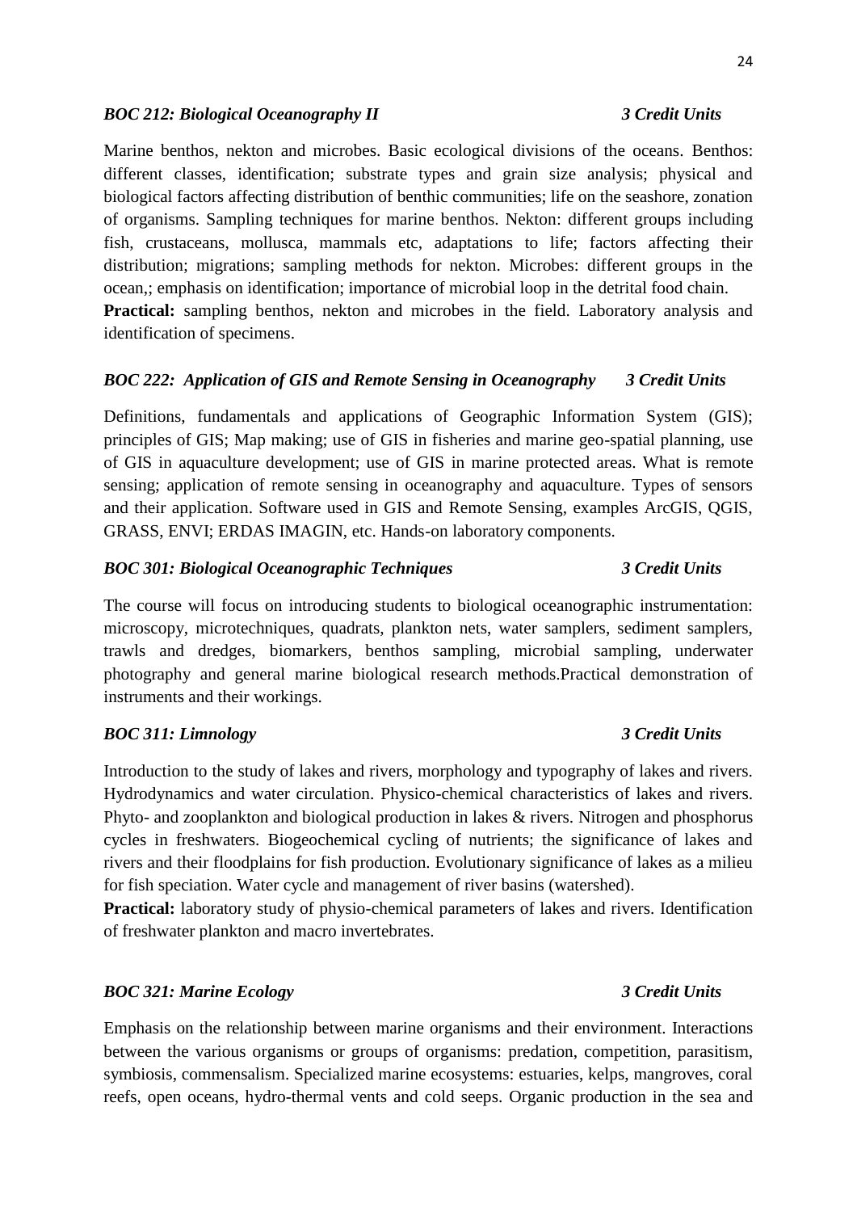***BOC 212: Biological Oceanography II*** ***3 Credit Units***

Marine benthos, nekton and microbes. Basic ecological divisions of the oceans. Benthos: different classes, identification; substrate types and grain size analysis; physical and biological factors affecting distribution of benthic communities; life on the seashore, zonation of organisms. Sampling techniques for marine benthos. Nekton: different groups including fish, crustaceans, mollusca, mammals etc, adaptations to life; factors affecting their distribution; migrations; sampling methods for nekton. Microbes: different groups in the ocean,; emphasis on identification; importance of microbial loop in the detrital food chain.
**Practical:** sampling benthos, nekton and microbes in the field. Laboratory analysis and identification of specimens.

***BOC 222: Application of GIS and Remote Sensing in Oceanography*** ***3 Credit Units***

Definitions, fundamentals and applications of Geographic Information System (GIS); principles of GIS; Map making; use of GIS in fisheries and marine geo-spatial planning, use of GIS in aquaculture development; use of GIS in marine protected areas. What is remote sensing; application of remote sensing in oceanography and aquaculture. Types of sensors and their application. Software used in GIS and Remote Sensing, examples ArcGIS, QGIS, GRASS, ENVI; ERDAS IMAGIN, etc. Hands-on laboratory components.

***BOC 301: Biological Oceanographic Techniques*** ***3 Credit Units***

The course will focus on introducing students to biological oceanographic instrumentation: microscopy, microtechniques, quadrats, plankton nets, water samplers, sediment samplers, trawls and dredges, biomarkers, benthos sampling, microbial sampling, underwater photography and general marine biological research methods.Practical demonstration of instruments and their workings.

***BOC 311: Limnology*** ***3 Credit Units***

Introduction to the study of lakes and rivers, morphology and typography of lakes and rivers. Hydrodynamics and water circulation. Physico-chemical characteristics of lakes and rivers. Phyto- and zooplankton and biological production in lakes & rivers. Nitrogen and phosphorus cycles in freshwaters. Biogeochemical cycling of nutrients; the significance of lakes and rivers and their floodplains for fish production. Evolutionary significance of lakes as a milieu for fish speciation. Water cycle and management of river basins (watershed).
**Practical:** laboratory study of physio-chemical parameters of lakes and rivers. Identification of freshwater plankton and macro invertebrates.

***BOC 321: Marine Ecology*** ***3 Credit Units***

Emphasis on the relationship between marine organisms and their environment. Interactions between the various organisms or groups of organisms: predation, competition, parasitism, symbiosis, commensalism. Specialized marine ecosystems: estuaries, kelps, mangroves, coral reefs, open oceans, hydro-thermal vents and cold seeps. Organic production in the sea and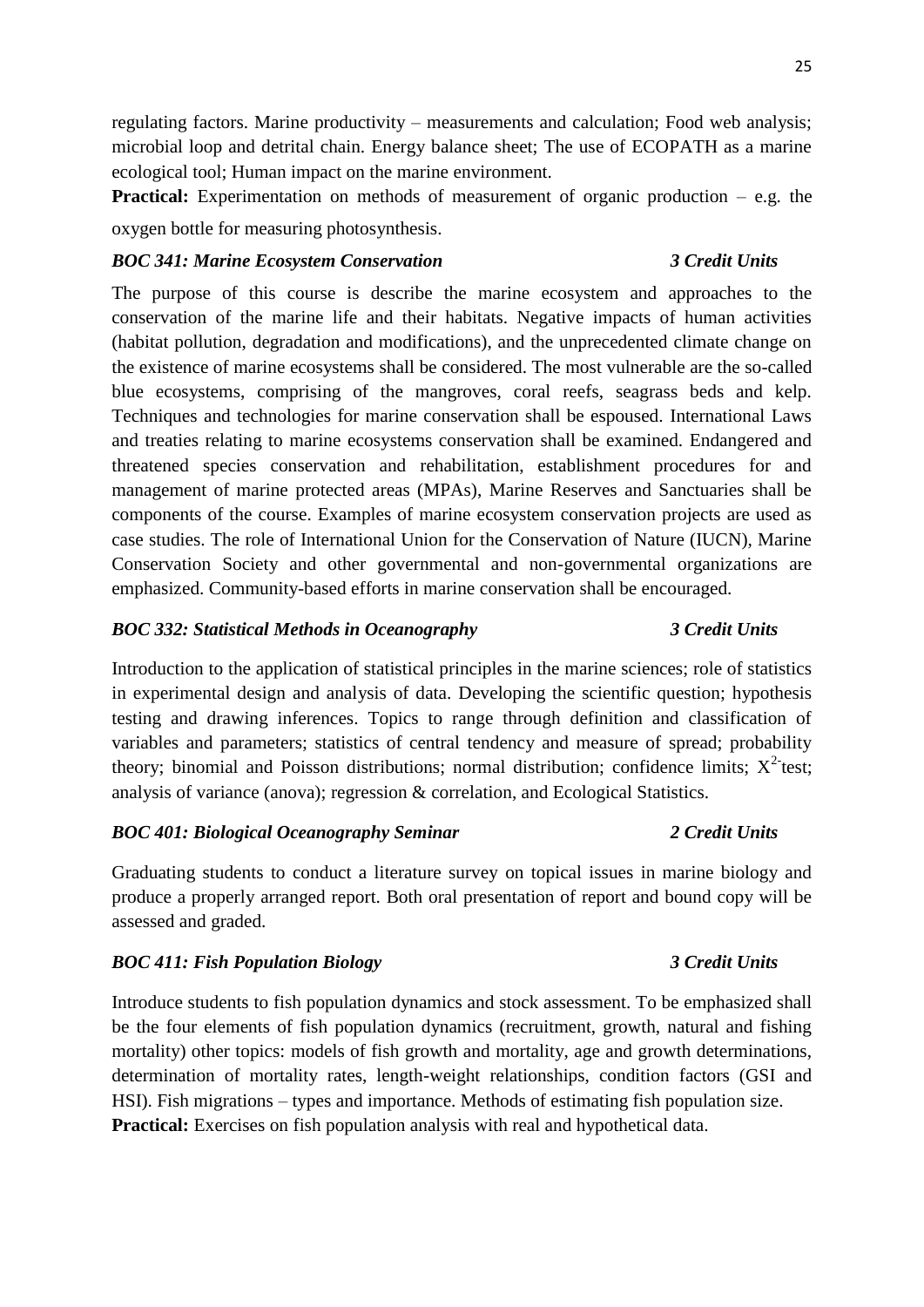regulating factors. Marine productivity – measurements and calculation; Food web analysis; microbial loop and detrital chain. Energy balance sheet; The use of ECOPATH as a marine ecological tool; Human impact on the marine environment.

**Practical:** Experimentation on methods of measurement of organic production – e.g. the oxygen bottle for measuring photosynthesis.

***BOC 341: Marine Ecosystem Conservation*** ***3 Credit Units***

The purpose of this course is describe the marine ecosystem and approaches to the conservation of the marine life and their habitats. Negative impacts of human activities (habitat pollution, degradation and modifications), and the unprecedented climate change on the existence of marine ecosystems shall be considered. The most vulnerable are the so-called blue ecosystems, comprising of the mangroves, coral reefs, seagrass beds and kelp. Techniques and technologies for marine conservation shall be espoused. International Laws and treaties relating to marine ecosystems conservation shall be examined. Endangered and threatened species conservation and rehabilitation, establishment procedures for and management of marine protected areas (MPAs), Marine Reserves and Sanctuaries shall be components of the course. Examples of marine ecosystem conservation projects are used as case studies. The role of International Union for the Conservation of Nature (IUCN), Marine Conservation Society and other governmental and non-governmental organizations are emphasized. Community-based efforts in marine conservation shall be encouraged.

***BOC 332: Statistical Methods in Oceanography*** ***3 Credit Units***

Introduction to the application of statistical principles in the marine sciences; role of statistics in experimental design and analysis of data. Developing the scientific question; hypothesis testing and drawing inferences. Topics to range through definition and classification of variables and parameters; statistics of central tendency and measure of spread; probability theory; binomial and Poisson distributions; normal distribution; confidence limits; $X^{2}$-test; analysis of variance (anova); regression & correlation, and Ecological Statistics.

***BOC 401: Biological Oceanography Seminar*** ***2 Credit Units***

Graduating students to conduct a literature survey on topical issues in marine biology and produce a properly arranged report. Both oral presentation of report and bound copy will be assessed and graded.

***BOC 411: Fish Population Biology*** ***3 Credit Units***

Introduce students to fish population dynamics and stock assessment. To be emphasized shall be the four elements of fish population dynamics (recruitment, growth, natural and fishing mortality) other topics: models of fish growth and mortality, age and growth determinations, determination of mortality rates, length-weight relationships, condition factors (GSI and HSI). Fish migrations – types and importance. Methods of estimating fish population size.

**Practical:** Exercises on fish population analysis with real and hypothetical data.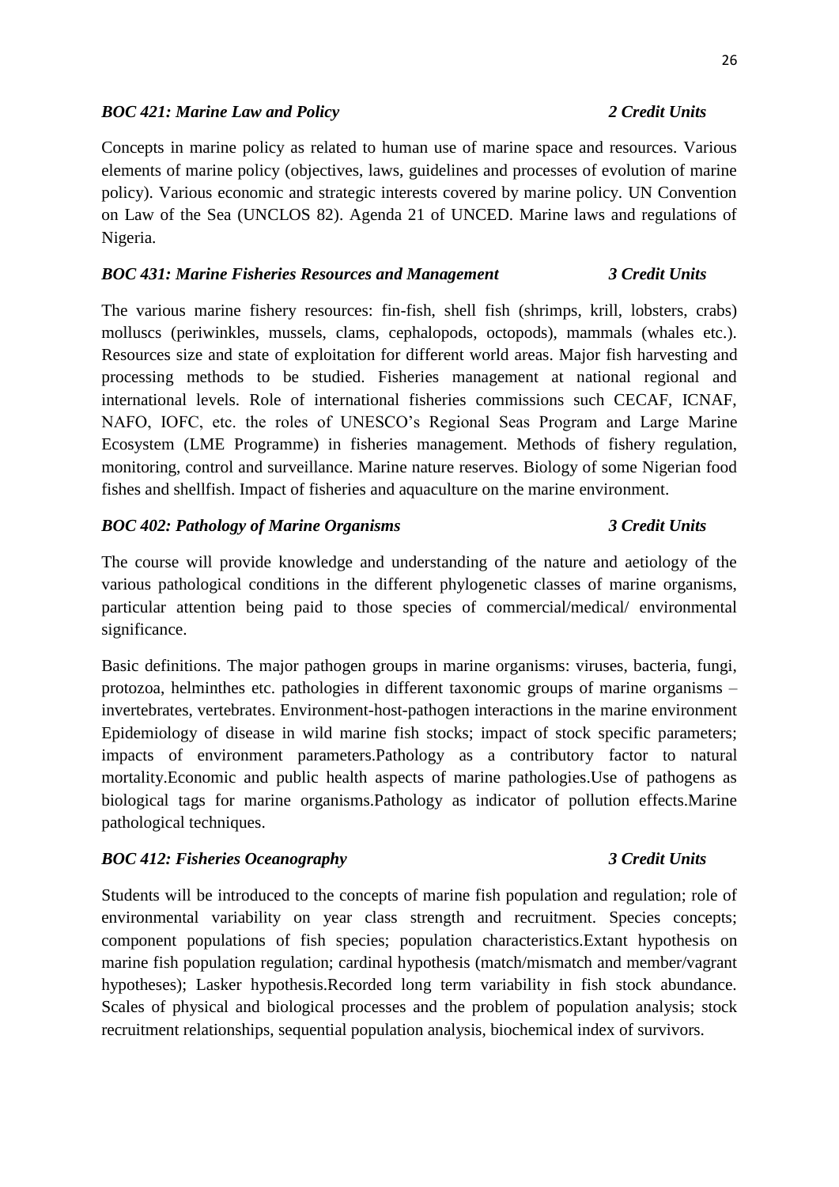### *BOC 421: Marine Law and Policy* *2 Credit Units*

Concepts in marine policy as related to human use of marine space and resources. Various elements of marine policy (objectives, laws, guidelines and processes of evolution of marine policy). Various economic and strategic interests covered by marine policy. UN Convention on Law of the Sea (UNCLOS 82). Agenda 21 of UNCED. Marine laws and regulations of Nigeria.

### *BOC 431: Marine Fisheries Resources and Management* *3 Credit Units*

The various marine fishery resources: fin-fish, shell fish (shrimps, krill, lobsters, crabs) molluscs (periwinkles, mussels, clams, cephalopods, octopods), mammals (whales etc.). Resources size and state of exploitation for different world areas. Major fish harvesting and processing methods to be studied. Fisheries management at national regional and international levels. Role of international fisheries commissions such CECAF, ICNAF, NAFO, IOFC, etc. the roles of UNESCO's Regional Seas Program and Large Marine Ecosystem (LME Programme) in fisheries management. Methods of fishery regulation, monitoring, control and surveillance. Marine nature reserves. Biology of some Nigerian food fishes and shellfish. Impact of fisheries and aquaculture on the marine environment.

### *BOC 402: Pathology of Marine Organisms* *3 Credit Units*

The course will provide knowledge and understanding of the nature and aetiology of the various pathological conditions in the different phylogenetic classes of marine organisms, particular attention being paid to those species of commercial/medical/ environmental significance.

Basic definitions. The major pathogen groups in marine organisms: viruses, bacteria, fungi, protozoa, helminthes etc. pathologies in different taxonomic groups of marine organisms – invertebrates, vertebrates. Environment-host-pathogen interactions in the marine environment Epidemiology of disease in wild marine fish stocks; impact of stock specific parameters; impacts of environment parameters.Pathology as a contributory factor to natural mortality.Economic and public health aspects of marine pathologies.Use of pathogens as biological tags for marine organisms.Pathology as indicator of pollution effects.Marine pathological techniques.

### *BOC 412: Fisheries Oceanography* *3 Credit Units*

Students will be introduced to the concepts of marine fish population and regulation; role of environmental variability on year class strength and recruitment. Species concepts; component populations of fish species; population characteristics.Extant hypothesis on marine fish population regulation; cardinal hypothesis (match/mismatch and member/vagrant hypotheses); Lasker hypothesis.Recorded long term variability in fish stock abundance. Scales of physical and biological processes and the problem of population analysis; stock recruitment relationships, sequential population analysis, biochemical index of survivors.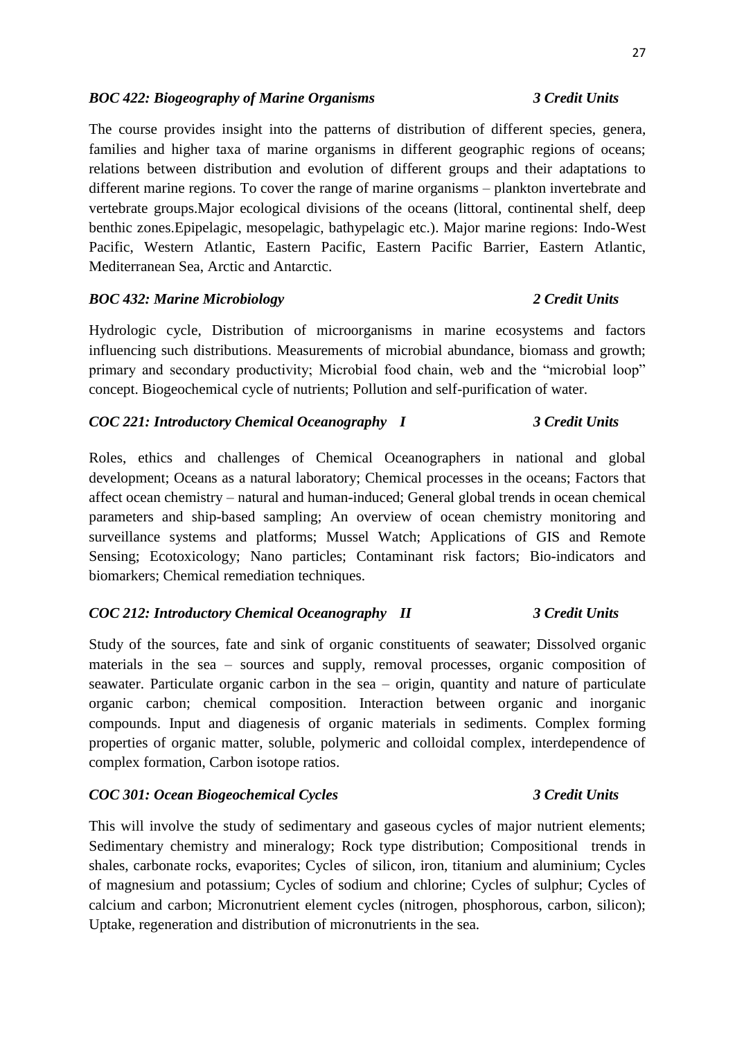***BOC 422: Biogeography of Marine Organisms*** ***3 Credit Units***

The course provides insight into the patterns of distribution of different species, genera, families and higher taxa of marine organisms in different geographic regions of oceans; relations between distribution and evolution of different groups and their adaptations to different marine regions. To cover the range of marine organisms – plankton invertebrate and vertebrate groups.Major ecological divisions of the oceans (littoral, continental shelf, deep benthic zones.Epipelagic, mesopelagic, bathypelagic etc.). Major marine regions: Indo-West Pacific, Western Atlantic, Eastern Pacific, Eastern Pacific Barrier, Eastern Atlantic, Mediterranean Sea, Arctic and Antarctic.

***BOC 432: Marine Microbiology*** ***2 Credit Units***

Hydrologic cycle, Distribution of microorganisms in marine ecosystems and factors influencing such distributions. Measurements of microbial abundance, biomass and growth; primary and secondary productivity; Microbial food chain, web and the "microbial loop" concept. Biogeochemical cycle of nutrients; Pollution and self-purification of water.

***COC 221: Introductory Chemical Oceanography I*** ***3 Credit Units***

Roles, ethics and challenges of Chemical Oceanographers in national and global development; Oceans as a natural laboratory; Chemical processes in the oceans; Factors that affect ocean chemistry – natural and human-induced; General global trends in ocean chemical parameters and ship-based sampling; An overview of ocean chemistry monitoring and surveillance systems and platforms; Mussel Watch; Applications of GIS and Remote Sensing; Ecotoxicology; Nano particles; Contaminant risk factors; Bio-indicators and biomarkers; Chemical remediation techniques.

***COC 212: Introductory Chemical Oceanography II*** ***3 Credit Units***

Study of the sources, fate and sink of organic constituents of seawater; Dissolved organic materials in the sea – sources and supply, removal processes, organic composition of seawater. Particulate organic carbon in the sea – origin, quantity and nature of particulate organic carbon; chemical composition. Interaction between organic and inorganic compounds. Input and diagenesis of organic materials in sediments. Complex forming properties of organic matter, soluble, polymeric and colloidal complex, interdependence of complex formation, Carbon isotope ratios.

***COC 301: Ocean Biogeochemical Cycles*** ***3 Credit Units***

This will involve the study of sedimentary and gaseous cycles of major nutrient elements; Sedimentary chemistry and mineralogy; Rock type distribution; Compositional trends in shales, carbonate rocks, evaporites; Cycles of silicon, iron, titanium and aluminium; Cycles of magnesium and potassium; Cycles of sodium and chlorine; Cycles of sulphur; Cycles of calcium and carbon; Micronutrient element cycles (nitrogen, phosphorous, carbon, silicon); Uptake, regeneration and distribution of micronutrients in the sea.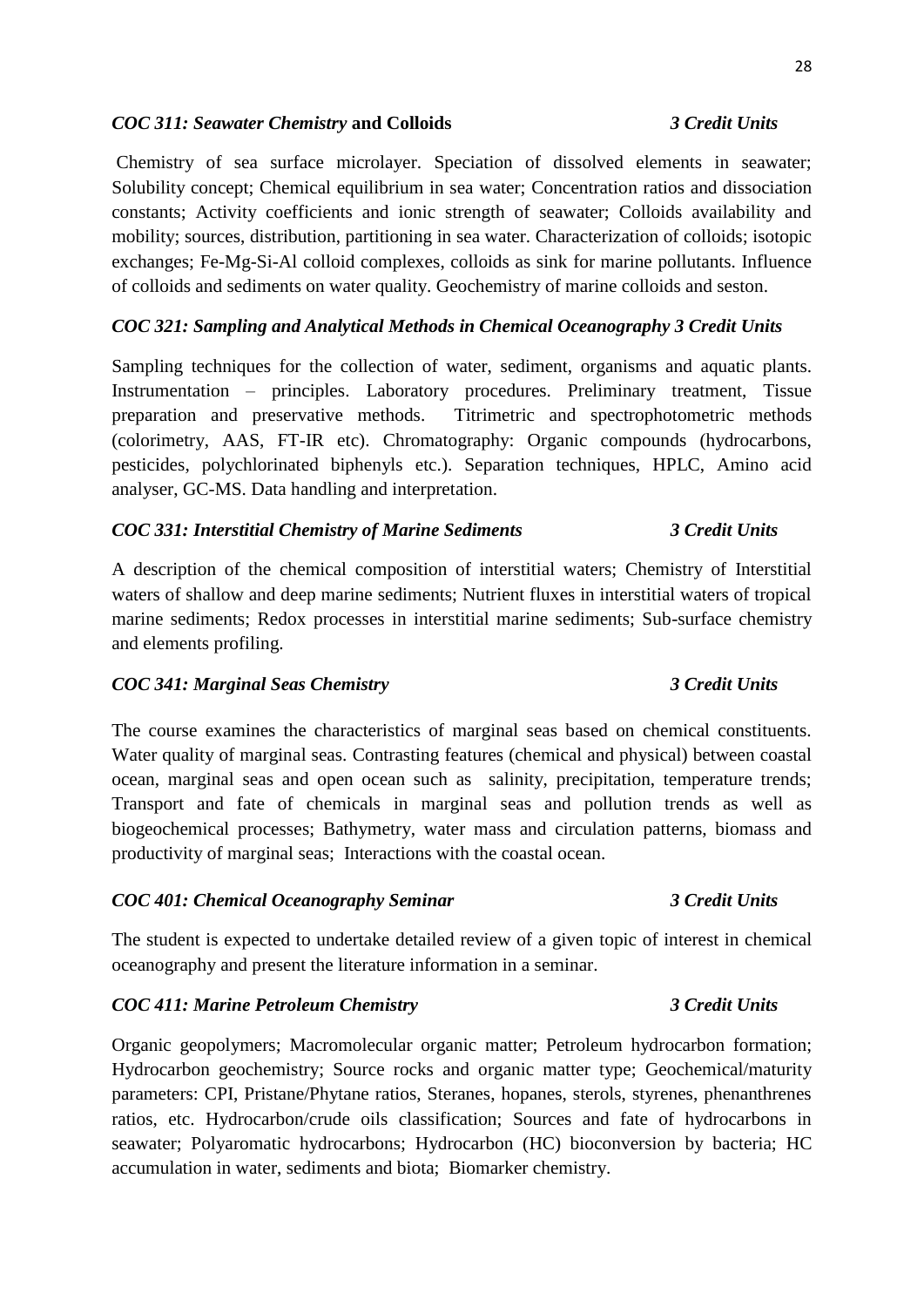### *COC 311: Seawater Chemistry* **and Colloids** *3 Credit Units*

Chemistry of sea surface microlayer. Speciation of dissolved elements in seawater; Solubility concept; Chemical equilibrium in sea water; Concentration ratios and dissociation constants; Activity coefficients and ionic strength of seawater; Colloids availability and mobility; sources, distribution, partitioning in sea water. Characterization of colloids; isotopic exchanges; Fe-Mg-Si-Al colloid complexes, colloids as sink for marine pollutants. Influence of colloids and sediments on water quality. Geochemistry of marine colloids and seston.

### *COC 321: Sampling and Analytical Methods in Chemical Oceanography 3 Credit Units*

Sampling techniques for the collection of water, sediment, organisms and aquatic plants. Instrumentation – principles. Laboratory procedures. Preliminary treatment, Tissue preparation and preservative methods. Titrimetric and spectrophotometric methods (colorimetry, AAS, FT-IR etc). Chromatography: Organic compounds (hydrocarbons, pesticides, polychlorinated biphenyls etc.). Separation techniques, HPLC, Amino acid analyser, GC-MS. Data handling and interpretation.

### *COC 331: Interstitial Chemistry of Marine Sediments* *3 Credit Units*

A description of the chemical composition of interstitial waters; Chemistry of Interstitial waters of shallow and deep marine sediments; Nutrient fluxes in interstitial waters of tropical marine sediments; Redox processes in interstitial marine sediments; Sub-surface chemistry and elements profiling.

### *COC 341: Marginal Seas Chemistry* *3 Credit Units*

The course examines the characteristics of marginal seas based on chemical constituents. Water quality of marginal seas. Contrasting features (chemical and physical) between coastal ocean, marginal seas and open ocean such as salinity, precipitation, temperature trends; Transport and fate of chemicals in marginal seas and pollution trends as well as biogeochemical processes; Bathymetry, water mass and circulation patterns, biomass and productivity of marginal seas; Interactions with the coastal ocean.

### *COC 401: Chemical Oceanography Seminar* *3 Credit Units*

The student is expected to undertake detailed review of a given topic of interest in chemical oceanography and present the literature information in a seminar.

### *COC 411: Marine Petroleum Chemistry* *3 Credit Units*

Organic geopolymers; Macromolecular organic matter; Petroleum hydrocarbon formation; Hydrocarbon geochemistry; Source rocks and organic matter type; Geochemical/maturity parameters: CPI, Pristane/Phytane ratios, Steranes, hopanes, sterols, styrenes, phenanthrenes ratios, etc. Hydrocarbon/crude oils classification; Sources and fate of hydrocarbons in seawater; Polyaromatic hydrocarbons; Hydrocarbon (HC) bioconversion by bacteria; HC accumulation in water, sediments and biota; Biomarker chemistry.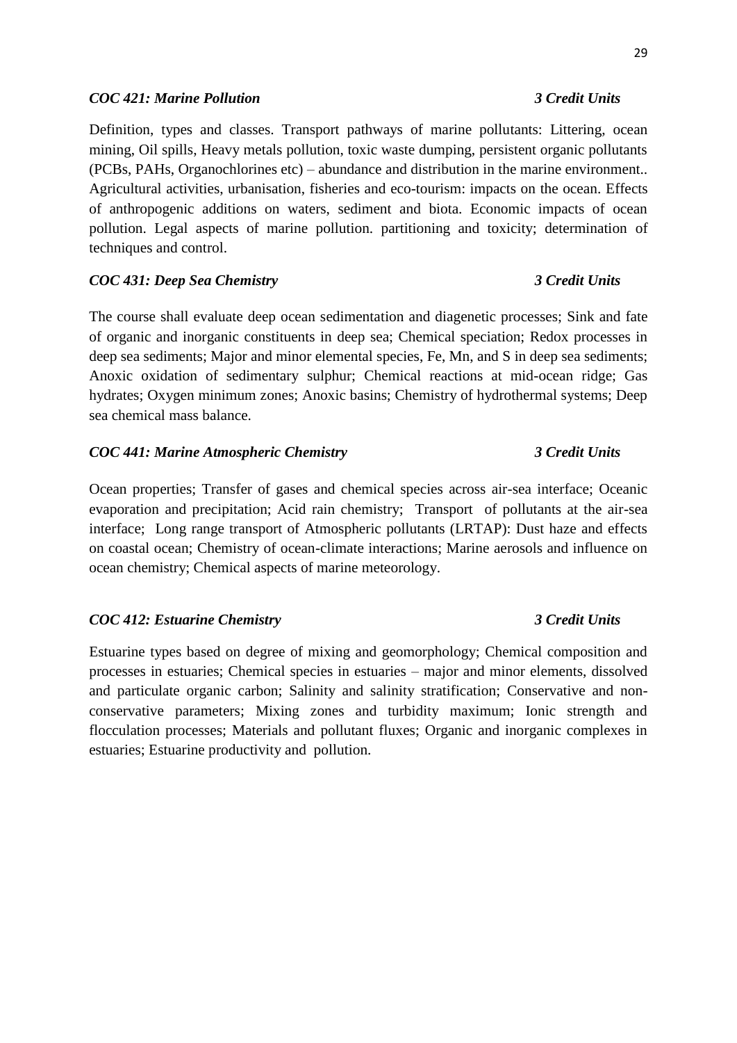***COC 421: Marine Pollution*** ***3 Credit Units***

Definition, types and classes. Transport pathways of marine pollutants: Littering, ocean mining, Oil spills, Heavy metals pollution, toxic waste dumping, persistent organic pollutants (PCBs, PAHs, Organochlorines etc) – abundance and distribution in the marine environment.. Agricultural activities, urbanisation, fisheries and eco-tourism: impacts on the ocean. Effects of anthropogenic additions on waters, sediment and biota. Economic impacts of ocean pollution. Legal aspects of marine pollution. partitioning and toxicity; determination of techniques and control.

***COC 431: Deep Sea Chemistry*** ***3 Credit Units***

The course shall evaluate deep ocean sedimentation and diagenetic processes; Sink and fate of organic and inorganic constituents in deep sea; Chemical speciation; Redox processes in deep sea sediments; Major and minor elemental species, Fe, Mn, and S in deep sea sediments; Anoxic oxidation of sedimentary sulphur; Chemical reactions at mid-ocean ridge; Gas hydrates; Oxygen minimum zones; Anoxic basins; Chemistry of hydrothermal systems; Deep sea chemical mass balance.

***COC 441: Marine Atmospheric Chemistry*** ***3 Credit Units***

Ocean properties; Transfer of gases and chemical species across air-sea interface; Oceanic evaporation and precipitation; Acid rain chemistry; Transport of pollutants at the air-sea interface; Long range transport of Atmospheric pollutants (LRTAP): Dust haze and effects on coastal ocean; Chemistry of ocean-climate interactions; Marine aerosols and influence on ocean chemistry; Chemical aspects of marine meteorology.

***COC 412: Estuarine Chemistry*** ***3 Credit Units***

Estuarine types based on degree of mixing and geomorphology; Chemical composition and processes in estuaries; Chemical species in estuaries – major and minor elements, dissolved and particulate organic carbon; Salinity and salinity stratification; Conservative and non-conservative parameters; Mixing zones and turbidity maximum; Ionic strength and flocculation processes; Materials and pollutant fluxes; Organic and inorganic complexes in estuaries; Estuarine productivity and pollution.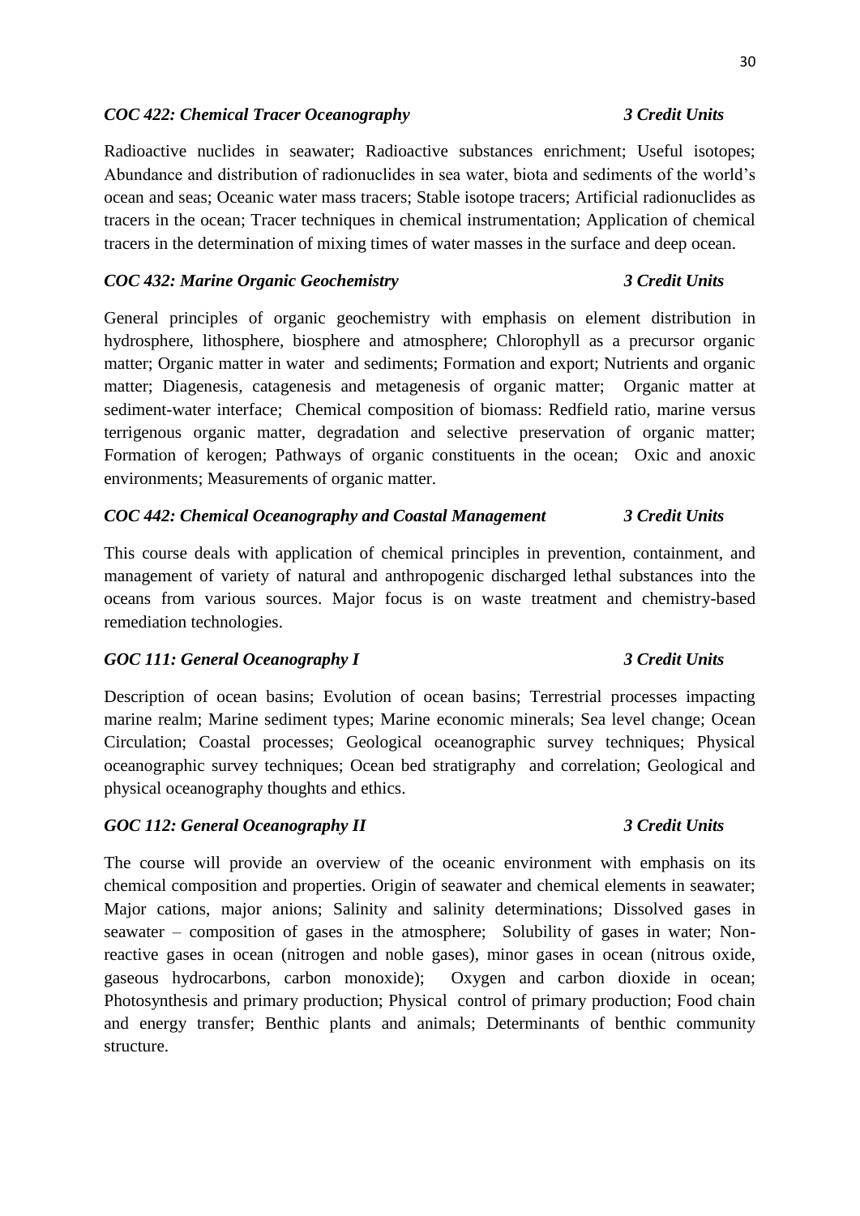***COC 422: Chemical Tracer Oceanography*** ***3 Credit Units***

Radioactive nuclides in seawater; Radioactive substances enrichment; Useful isotopes; Abundance and distribution of radionuclides in sea water, biota and sediments of the world's ocean and seas; Oceanic water mass tracers; Stable isotope tracers; Artificial radionuclides as tracers in the ocean; Tracer techniques in chemical instrumentation; Application of chemical tracers in the determination of mixing times of water masses in the surface and deep ocean.

***COC 432: Marine Organic Geochemistry*** ***3 Credit Units***

General principles of organic geochemistry with emphasis on element distribution in hydrosphere, lithosphere, biosphere and atmosphere; Chlorophyll as a precursor organic matter; Organic matter in water and sediments; Formation and export; Nutrients and organic matter; Diagenesis, catagenesis and metagenesis of organic matter; Organic matter at sediment-water interface; Chemical composition of biomass: Redfield ratio, marine versus terrigenous organic matter, degradation and selective preservation of organic matter; Formation of kerogen; Pathways of organic constituents in the ocean; Oxic and anoxic environments; Measurements of organic matter.

***COC 442: Chemical Oceanography and Coastal Management*** ***3 Credit Units***

This course deals with application of chemical principles in prevention, containment, and management of variety of natural and anthropogenic discharged lethal substances into the oceans from various sources. Major focus is on waste treatment and chemistry-based remediation technologies.

***GOC 111: General Oceanography I*** ***3 Credit Units***

Description of ocean basins; Evolution of ocean basins; Terrestrial processes impacting marine realm; Marine sediment types; Marine economic minerals; Sea level change; Ocean Circulation; Coastal processes; Geological oceanographic survey techniques; Physical oceanographic survey techniques; Ocean bed stratigraphy and correlation; Geological and physical oceanography thoughts and ethics.

***GOC 112: General Oceanography II*** ***3 Credit Units***

The course will provide an overview of the oceanic environment with emphasis on its chemical composition and properties. Origin of seawater and chemical elements in seawater; Major cations, major anions; Salinity and salinity determinations; Dissolved gases in seawater – composition of gases in the atmosphere; Solubility of gases in water; Non-reactive gases in ocean (nitrogen and noble gases), minor gases in ocean (nitrous oxide, gaseous hydrocarbons, carbon monoxide); Oxygen and carbon dioxide in ocean; Photosynthesis and primary production; Physical control of primary production; Food chain and energy transfer; Benthic plants and animals; Determinants of benthic community structure.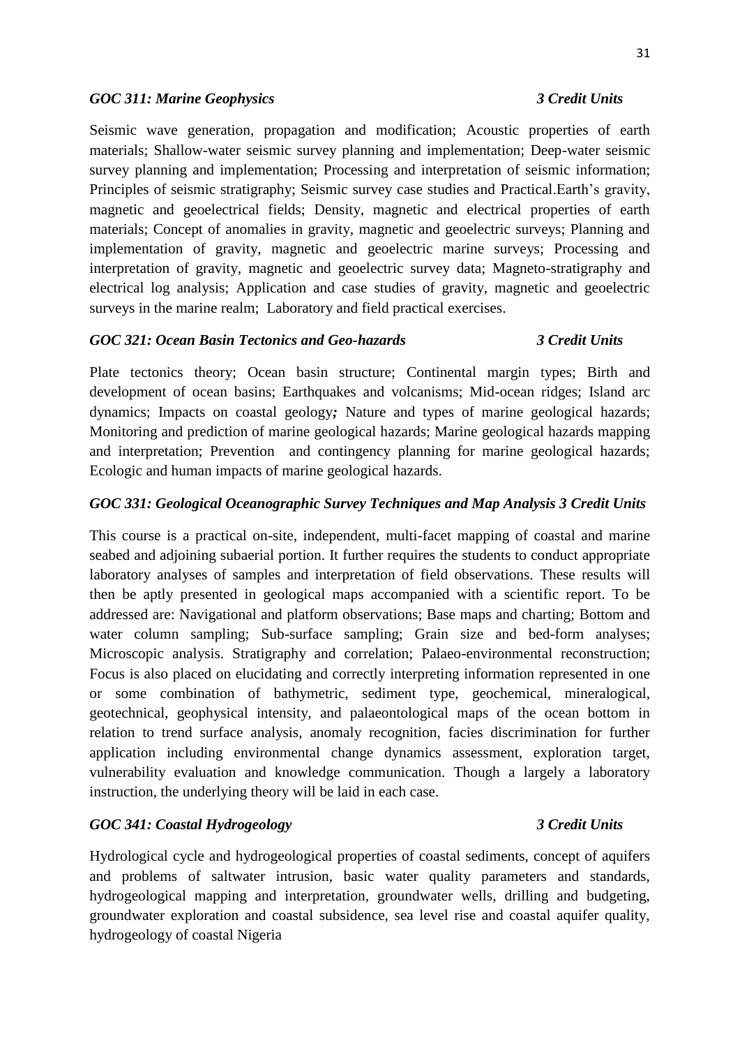### *GOC 311: Marine Geophysics 3 Credit Units*

Seismic wave generation, propagation and modification; Acoustic properties of earth materials; Shallow-water seismic survey planning and implementation; Deep-water seismic survey planning and implementation; Processing and interpretation of seismic information; Principles of seismic stratigraphy; Seismic survey case studies and Practical.Earth's gravity, magnetic and geoelectrical fields; Density, magnetic and electrical properties of earth materials; Concept of anomalies in gravity, magnetic and geoelectric surveys; Planning and implementation of gravity, magnetic and geoelectric marine surveys; Processing and interpretation of gravity, magnetic and geoelectric survey data; Magneto-stratigraphy and electrical log analysis; Application and case studies of gravity, magnetic and geoelectric surveys in the marine realm; Laboratory and field practical exercises.

### *GOC 321: Ocean Basin Tectonics and Geo-hazards 3 Credit Units*

Plate tectonics theory; Ocean basin structure; Continental margin types; Birth and development of ocean basins; Earthquakes and volcanisms; Mid-ocean ridges; Island arc dynamics; Impacts on coastal geology***;*** Nature and types of marine geological hazards; Monitoring and prediction of marine geological hazards; Marine geological hazards mapping and interpretation; Prevention and contingency planning for marine geological hazards; Ecologic and human impacts of marine geological hazards.

### *GOC 331: Geological Oceanographic Survey Techniques and Map Analysis 3 Credit Units*

This course is a practical on-site, independent, multi-facet mapping of coastal and marine seabed and adjoining subaerial portion. It further requires the students to conduct appropriate laboratory analyses of samples and interpretation of field observations. These results will then be aptly presented in geological maps accompanied with a scientific report. To be addressed are: Navigational and platform observations; Base maps and charting; Bottom and water column sampling; Sub-surface sampling; Grain size and bed-form analyses; Microscopic analysis. Stratigraphy and correlation; Palaeo-environmental reconstruction; Focus is also placed on elucidating and correctly interpreting information represented in one or some combination of bathymetric, sediment type, geochemical, mineralogical, geotechnical, geophysical intensity, and palaeontological maps of the ocean bottom in relation to trend surface analysis, anomaly recognition, facies discrimination for further application including environmental change dynamics assessment, exploration target, vulnerability evaluation and knowledge communication. Though a largely a laboratory instruction, the underlying theory will be laid in each case.

### *GOC 341: Coastal Hydrogeology 3 Credit Units*

Hydrological cycle and hydrogeological properties of coastal sediments, concept of aquifers and problems of saltwater intrusion, basic water quality parameters and standards, hydrogeological mapping and interpretation, groundwater wells, drilling and budgeting, groundwater exploration and coastal subsidence, sea level rise and coastal aquifer quality, hydrogeology of coastal Nigeria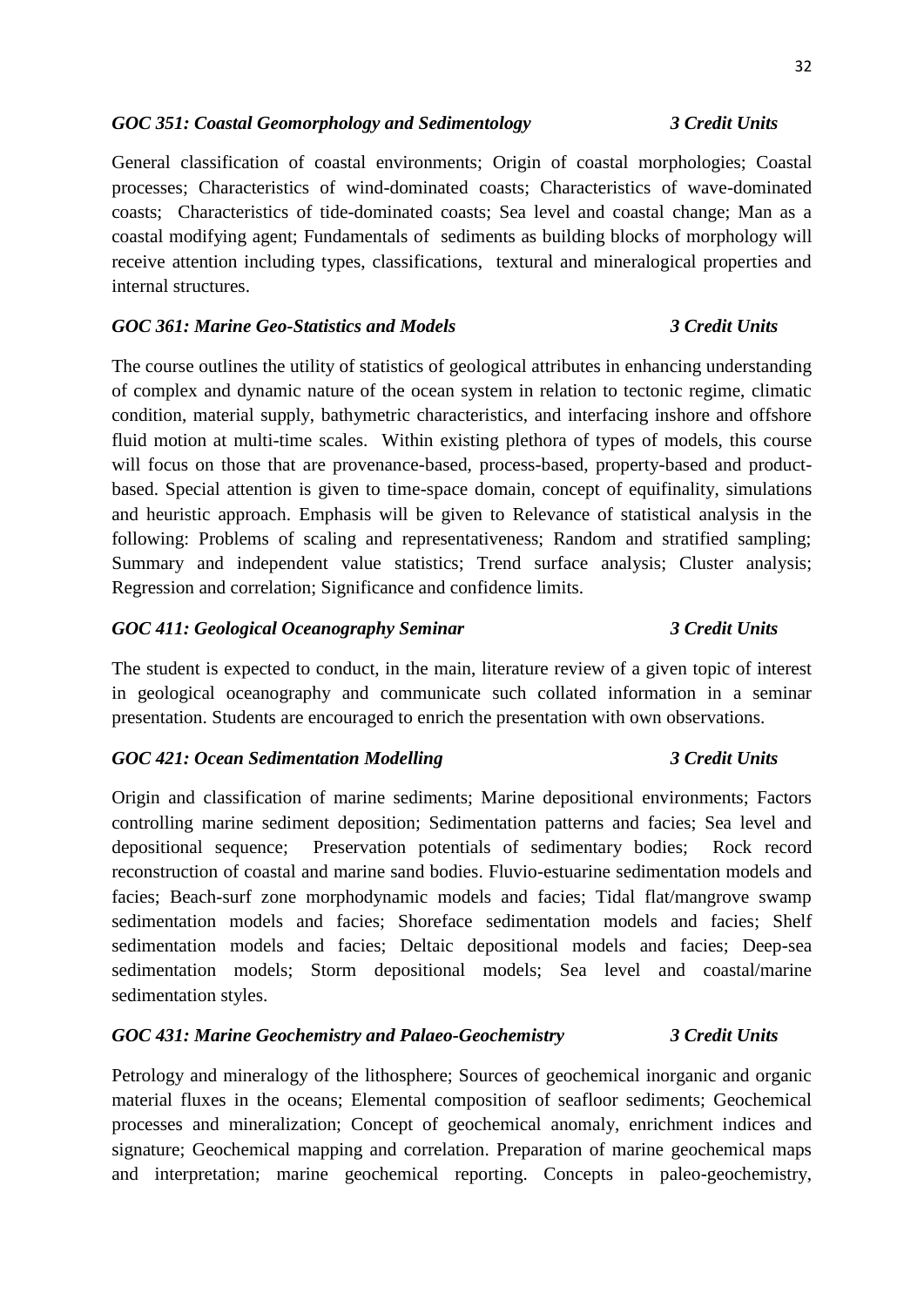***GOC 351: Coastal Geomorphology and Sedimentology*** ***3 Credit Units***

General classification of coastal environments; Origin of coastal morphologies; Coastal processes; Characteristics of wind-dominated coasts; Characteristics of wave-dominated coasts; Characteristics of tide-dominated coasts; Sea level and coastal change; Man as a coastal modifying agent; Fundamentals of sediments as building blocks of morphology will receive attention including types, classifications, textural and mineralogical properties and internal structures.

***GOC 361: Marine Geo-Statistics and Models*** ***3 Credit Units***

The course outlines the utility of statistics of geological attributes in enhancing understanding of complex and dynamic nature of the ocean system in relation to tectonic regime, climatic condition, material supply, bathymetric characteristics, and interfacing inshore and offshore fluid motion at multi-time scales. Within existing plethora of types of models, this course will focus on those that are provenance-based, process-based, property-based and product-based. Special attention is given to time-space domain, concept of equifinality, simulations and heuristic approach. Emphasis will be given to Relevance of statistical analysis in the following: Problems of scaling and representativeness; Random and stratified sampling; Summary and independent value statistics; Trend surface analysis; Cluster analysis; Regression and correlation; Significance and confidence limits.

***GOC 411: Geological Oceanography Seminar*** ***3 Credit Units***

The student is expected to conduct, in the main, literature review of a given topic of interest in geological oceanography and communicate such collated information in a seminar presentation. Students are encouraged to enrich the presentation with own observations.

***GOC 421: Ocean Sedimentation Modelling*** ***3 Credit Units***

Origin and classification of marine sediments; Marine depositional environments; Factors controlling marine sediment deposition; Sedimentation patterns and facies; Sea level and depositional sequence; Preservation potentials of sedimentary bodies; Rock record reconstruction of coastal and marine sand bodies. Fluvio-estuarine sedimentation models and facies; Beach-surf zone morphodynamic models and facies; Tidal flat/mangrove swamp sedimentation models and facies; Shoreface sedimentation models and facies; Shelf sedimentation models and facies; Deltaic depositional models and facies; Deep-sea sedimentation models; Storm depositional models; Sea level and coastal/marine sedimentation styles.

***GOC 431: Marine Geochemistry and Palaeo-Geochemistry*** ***3 Credit Units***

Petrology and mineralogy of the lithosphere; Sources of geochemical inorganic and organic material fluxes in the oceans; Elemental composition of seafloor sediments; Geochemical processes and mineralization; Concept of geochemical anomaly, enrichment indices and signature; Geochemical mapping and correlation. Preparation of marine geochemical maps and interpretation; marine geochemical reporting. Concepts in paleo-geochemistry,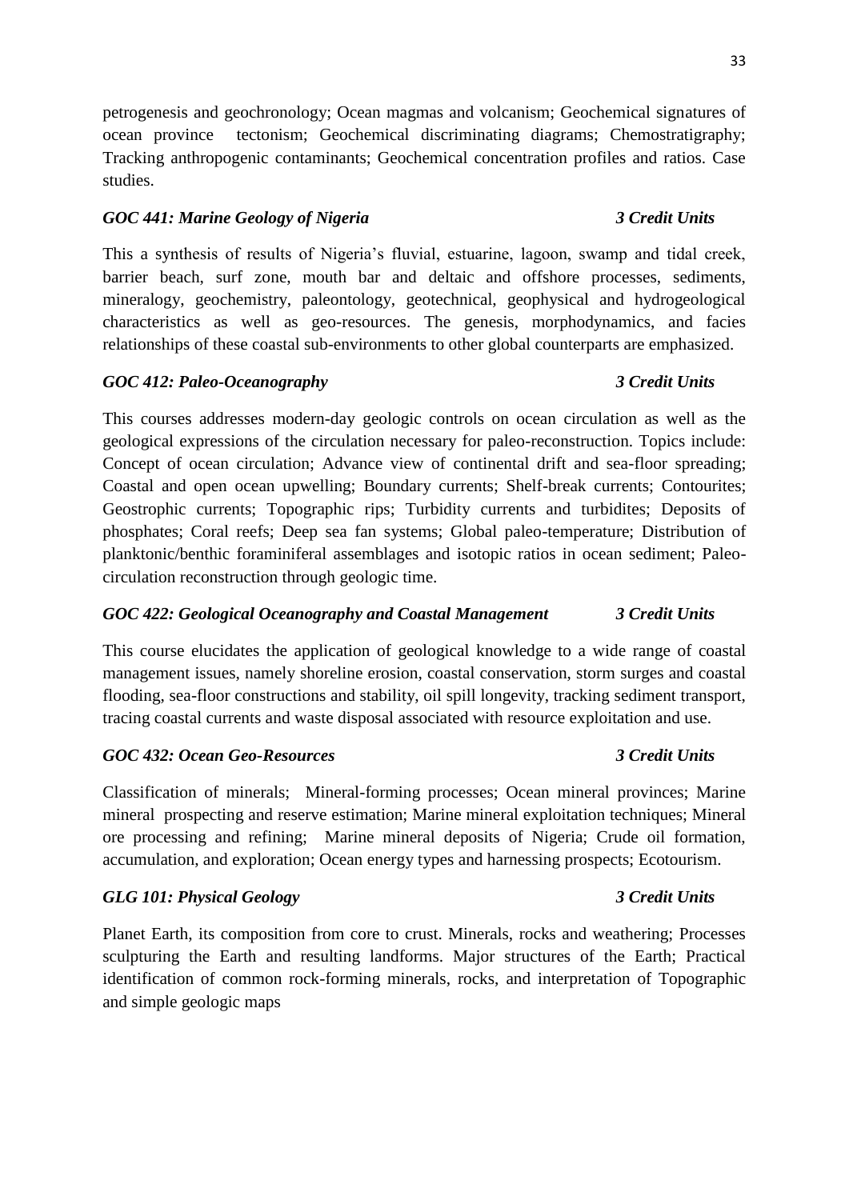petrogenesis and geochronology; Ocean magmas and volcanism; Geochemical signatures of ocean province tectonism; Geochemical discriminating diagrams; Chemostratigraphy; Tracking anthropogenic contaminants; Geochemical concentration profiles and ratios. Case studies.

***GOC 441: Marine Geology of Nigeria*** ***3 Credit Units***

This a synthesis of results of Nigeria's fluvial, estuarine, lagoon, swamp and tidal creek, barrier beach, surf zone, mouth bar and deltaic and offshore processes, sediments, mineralogy, geochemistry, paleontology, geotechnical, geophysical and hydrogeological characteristics as well as geo-resources. The genesis, morphodynamics, and facies relationships of these coastal sub-environments to other global counterparts are emphasized.

***GOC 412: Paleo-Oceanography*** ***3 Credit Units***

This courses addresses modern-day geologic controls on ocean circulation as well as the geological expressions of the circulation necessary for paleo-reconstruction. Topics include: Concept of ocean circulation; Advance view of continental drift and sea-floor spreading; Coastal and open ocean upwelling; Boundary currents; Shelf-break currents; Contourites; Geostrophic currents; Topographic rips; Turbidity currents and turbidites; Deposits of phosphates; Coral reefs; Deep sea fan systems; Global paleo-temperature; Distribution of planktonic/benthic foraminiferal assemblages and isotopic ratios in ocean sediment; Paleo-circulation reconstruction through geologic time.

***GOC 422: Geological Oceanography and Coastal Management*** ***3 Credit Units***

This course elucidates the application of geological knowledge to a wide range of coastal management issues, namely shoreline erosion, coastal conservation, storm surges and coastal flooding, sea-floor constructions and stability, oil spill longevity, tracking sediment transport, tracing coastal currents and waste disposal associated with resource exploitation and use.

***GOC 432: Ocean Geo-Resources*** ***3 Credit Units***

Classification of minerals; Mineral-forming processes; Ocean mineral provinces; Marine mineral prospecting and reserve estimation; Marine mineral exploitation techniques; Mineral ore processing and refining; Marine mineral deposits of Nigeria; Crude oil formation, accumulation, and exploration; Ocean energy types and harnessing prospects; Ecotourism.

***GLG 101: Physical Geology*** ***3 Credit Units***

Planet Earth, its composition from core to crust. Minerals, rocks and weathering; Processes sculpturing the Earth and resulting landforms. Major structures of the Earth; Practical identification of common rock-forming minerals, rocks, and interpretation of Topographic and simple geologic maps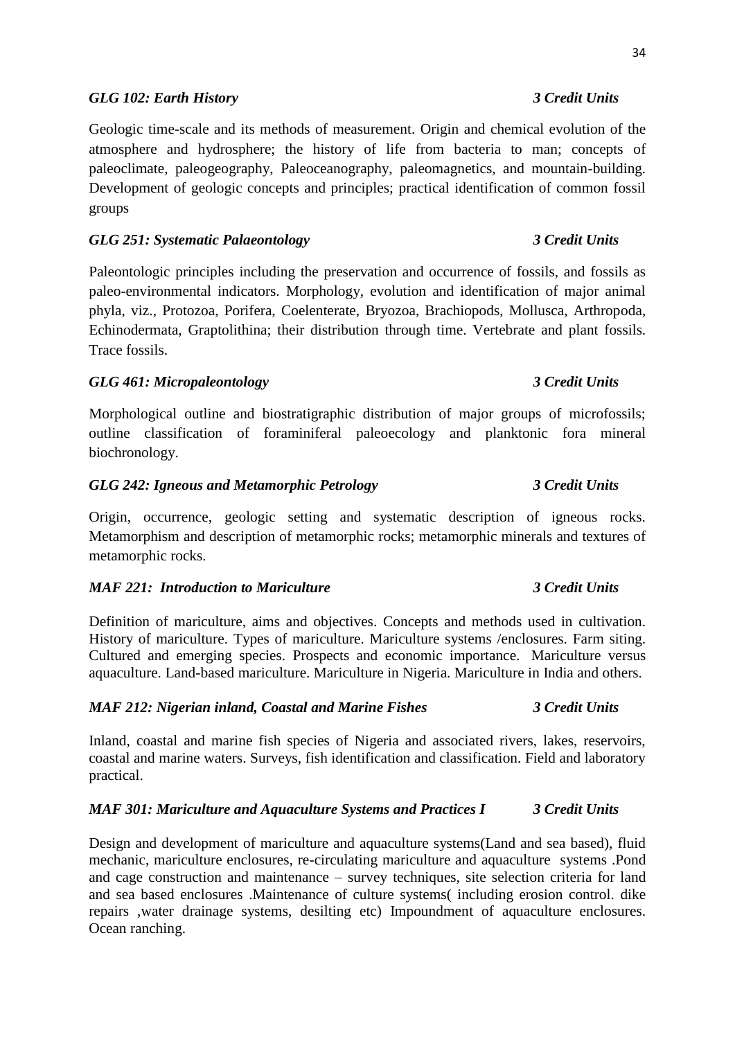***GLG 102: Earth History*** ***3 Credit Units***

Geologic time-scale and its methods of measurement. Origin and chemical evolution of the atmosphere and hydrosphere; the history of life from bacteria to man; concepts of paleoclimate, paleogeography, Paleoceanography, paleomagnetics, and mountain-building. Development of geologic concepts and principles; practical identification of common fossil groups

***GLG 251: Systematic Palaeontology*** ***3 Credit Units***

Paleontologic principles including the preservation and occurrence of fossils, and fossils as paleo-environmental indicators. Morphology, evolution and identification of major animal phyla, viz., Protozoa, Porifera, Coelenterate, Bryozoa, Brachiopods, Mollusca, Arthropoda, Echinodermata, Graptolithina; their distribution through time. Vertebrate and plant fossils. Trace fossils.

***GLG 461: Micropaleontology*** ***3 Credit Units***

Morphological outline and biostratigraphic distribution of major groups of microfossils; outline classification of foraminiferal paleoecology and planktonic fora mineral biochronology.

***GLG 242: Igneous and Metamorphic Petrology*** ***3 Credit Units***

Origin, occurrence, geologic setting and systematic description of igneous rocks. Metamorphism and description of metamorphic rocks; metamorphic minerals and textures of metamorphic rocks.

***MAF 221: Introduction to Mariculture*** ***3 Credit Units***

Definition of mariculture, aims and objectives. Concepts and methods used in cultivation. History of mariculture. Types of mariculture. Mariculture systems /enclosures. Farm siting. Cultured and emerging species. Prospects and economic importance. Mariculture versus aquaculture. Land-based mariculture. Mariculture in Nigeria. Mariculture in India and others.

***MAF 212: Nigerian inland, Coastal and Marine Fishes*** ***3 Credit Units***

Inland, coastal and marine fish species of Nigeria and associated rivers, lakes, reservoirs, coastal and marine waters. Surveys, fish identification and classification. Field and laboratory practical.

***MAF 301: Mariculture and Aquaculture Systems and Practices I*** ***3 Credit Units***

Design and development of mariculture and aquaculture systems(Land and sea based), fluid mechanic, mariculture enclosures, re-circulating mariculture and aquaculture systems .Pond and cage construction and maintenance – survey techniques, site selection criteria for land and sea based enclosures .Maintenance of culture systems( including erosion control. dike repairs ,water drainage systems, desilting etc) Impoundment of aquaculture enclosures. Ocean ranching.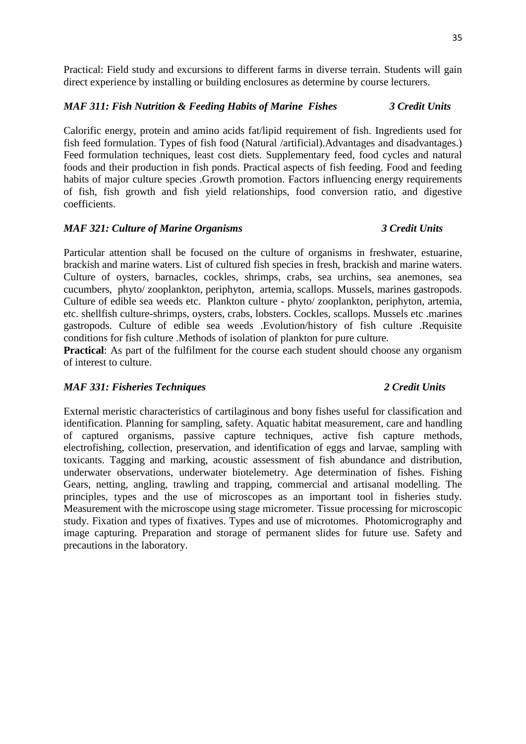Practical: Field study and excursions to different farms in diverse terrain. Students will gain direct experience by installing or building enclosures as determine by course lecturers.

### *MAF 311: Fish Nutrition & Feeding Habits of Marine Fishes 3 Credit Units*

Calorific energy, protein and amino acids fat/lipid requirement of fish. Ingredients used for fish feed formulation. Types of fish food (Natural /artificial).Advantages and disadvantages.) Feed formulation techniques, least cost diets. Supplementary feed, food cycles and natural foods and their production in fish ponds. Practical aspects of fish feeding. Food and feeding habits of major culture species .Growth promotion. Factors influencing energy requirements of fish, fish growth and fish yield relationships, food conversion ratio, and digestive coefficients.

### *MAF 321: Culture of Marine Organisms 3 Credit Units*

Particular attention shall be focused on the culture of organisms in freshwater, estuarine, brackish and marine waters. List of cultured fish species in fresh, brackish and marine waters. Culture of oysters, barnacles, cockles, shrimps, crabs, sea urchins, sea anemones, sea cucumbers, phyto/ zooplankton, periphyton, artemia, scallops. Mussels, marines gastropods. Culture of edible sea weeds etc. Plankton culture - phyto/ zooplankton, periphyton, artemia, etc. shellfish culture-shrimps, oysters, crabs, lobsters. Cockles, scallops. Mussels etc .marines gastropods. Culture of edible sea weeds .Evolution/history of fish culture .Requisite conditions for fish culture .Methods of isolation of plankton for pure culture.

**Practical**: As part of the fulfilment for the course each student should choose any organism of interest to culture.

### *MAF 331: Fisheries Techniques 2 Credit Units*

External meristic characteristics of cartilaginous and bony fishes useful for classification and identification. Planning for sampling, safety. Aquatic habitat measurement, care and handling of captured organisms, passive capture techniques, active fish capture methods, electrofishing, collection, preservation, and identification of eggs and larvae, sampling with toxicants. Tagging and marking, acoustic assessment of fish abundance and distribution, underwater observations, underwater biotelemetry. Age determination of fishes. Fishing Gears, netting, angling, trawling and trapping, commercial and artisanal modelling. The principles, types and the use of microscopes as an important tool in fisheries study. Measurement with the microscope using stage micrometer. Tissue processing for microscopic study. Fixation and types of fixatives. Types and use of microtomes. Photomicrography and image capturing. Preparation and storage of permanent slides for future use. Safety and precautions in the laboratory.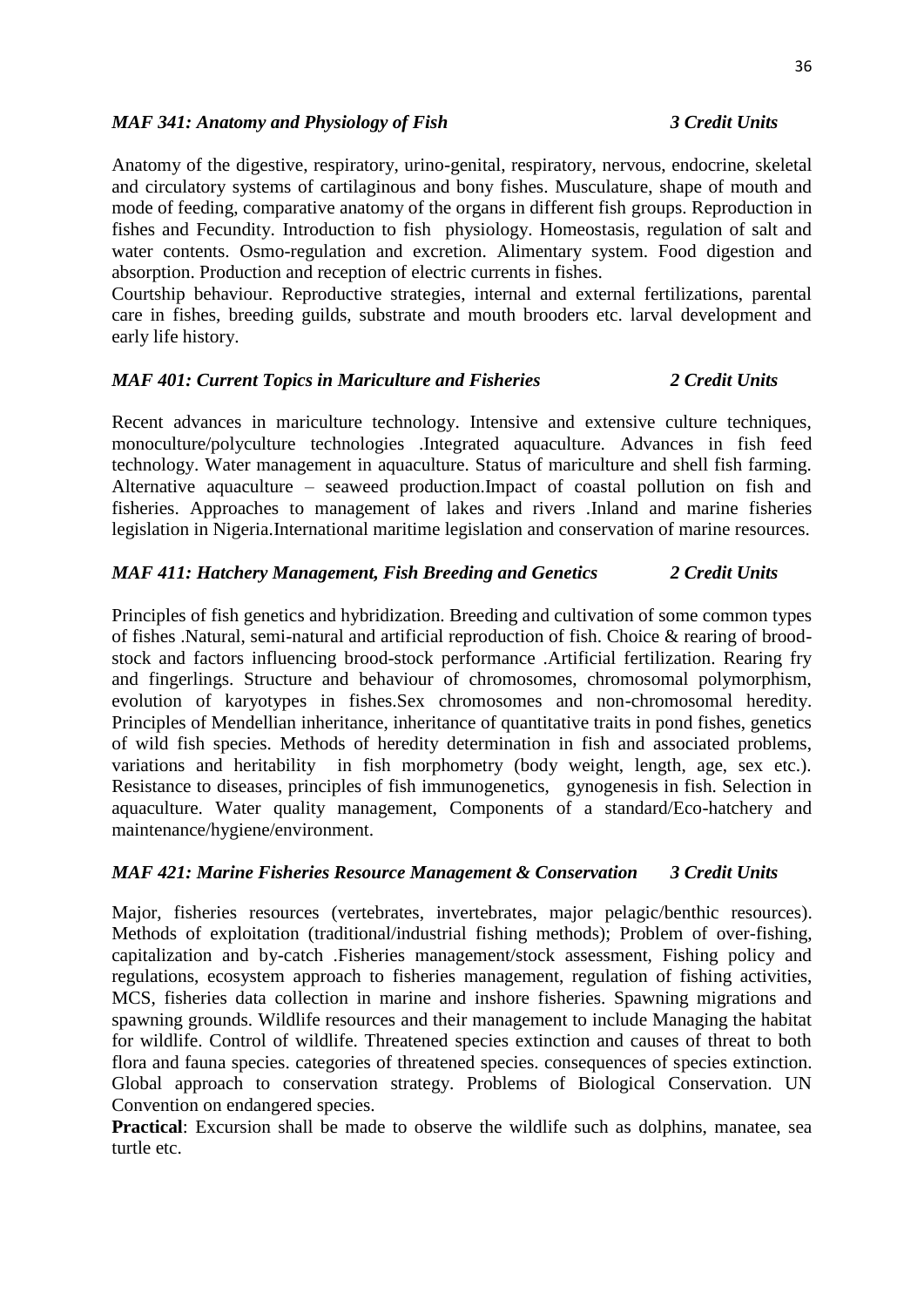***MAF 341: Anatomy and Physiology of Fish*** ***3 Credit Units***

Anatomy of the digestive, respiratory, urino-genital, respiratory, nervous, endocrine, skeletal and circulatory systems of cartilaginous and bony fishes. Musculature, shape of mouth and mode of feeding, comparative anatomy of the organs in different fish groups. Reproduction in fishes and Fecundity. Introduction to fish physiology. Homeostasis, regulation of salt and water contents. Osmo-regulation and excretion. Alimentary system. Food digestion and absorption. Production and reception of electric currents in fishes.

Courtship behaviour. Reproductive strategies, internal and external fertilizations, parental care in fishes, breeding guilds, substrate and mouth brooders etc. larval development and early life history.

***MAF 401: Current Topics in Mariculture and Fisheries*** ***2 Credit Units***

Recent advances in mariculture technology. Intensive and extensive culture techniques, monoculture/polyculture technologies .Integrated aquaculture. Advances in fish feed technology. Water management in aquaculture. Status of mariculture and shell fish farming. Alternative aquaculture – seaweed production.Impact of coastal pollution on fish and fisheries. Approaches to management of lakes and rivers .Inland and marine fisheries legislation in Nigeria.International maritime legislation and conservation of marine resources.

***MAF 411: Hatchery Management, Fish Breeding and Genetics*** ***2 Credit Units***

Principles of fish genetics and hybridization. Breeding and cultivation of some common types of fishes .Natural, semi-natural and artificial reproduction of fish. Choice & rearing of brood-stock and factors influencing brood-stock performance .Artificial fertilization. Rearing fry and fingerlings. Structure and behaviour of chromosomes, chromosomal polymorphism, evolution of karyotypes in fishes.Sex chromosomes and non-chromosomal heredity. Principles of Mendellian inheritance, inheritance of quantitative traits in pond fishes, genetics of wild fish species. Methods of heredity determination in fish and associated problems, variations and heritability in fish morphometry (body weight, length, age, sex etc.). Resistance to diseases, principles of fish immunogenetics, gynogenesis in fish. Selection in aquaculture. Water quality management, Components of a standard/Eco-hatchery and maintenance/hygiene/environment.

***MAF 421: Marine Fisheries Resource Management & Conservation*** ***3 Credit Units***

Major, fisheries resources (vertebrates, invertebrates, major pelagic/benthic resources). Methods of exploitation (traditional/industrial fishing methods); Problem of over-fishing, capitalization and by-catch .Fisheries management/stock assessment, Fishing policy and regulations, ecosystem approach to fisheries management, regulation of fishing activities, MCS, fisheries data collection in marine and inshore fisheries. Spawning migrations and spawning grounds. Wildlife resources and their management to include Managing the habitat for wildlife. Control of wildlife. Threatened species extinction and causes of threat to both flora and fauna species. categories of threatened species. consequences of species extinction. Global approach to conservation strategy. Problems of Biological Conservation. UN Convention on endangered species.

**Practical**: Excursion shall be made to observe the wildlife such as dolphins, manatee, sea turtle etc.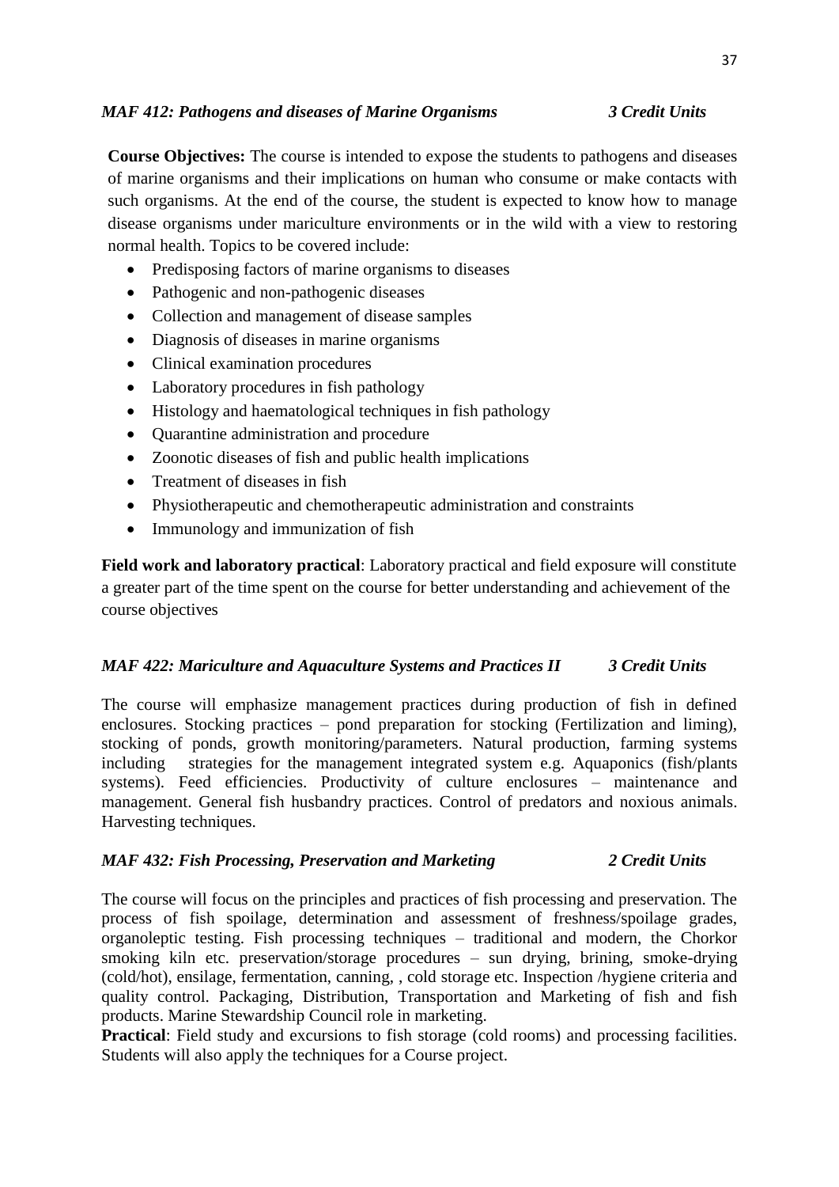### *MAF 412: Pathogens and diseases of Marine Organisms 3 Credit Units*

**Course Objectives:** The course is intended to expose the students to pathogens and diseases of marine organisms and their implications on human who consume or make contacts with such organisms. At the end of the course, the student is expected to know how to manage disease organisms under mariculture environments or in the wild with a view to restoring normal health. Topics to be covered include:

- Predisposing factors of marine organisms to diseases
- Pathogenic and non-pathogenic diseases
- Collection and management of disease samples
- Diagnosis of diseases in marine organisms
- Clinical examination procedures
- Laboratory procedures in fish pathology
- Histology and haematological techniques in fish pathology
- Quarantine administration and procedure
- Zoonotic diseases of fish and public health implications
- Treatment of diseases in fish
- Physiotherapeutic and chemotherapeutic administration and constraints
- Immunology and immunization of fish

**Field work and laboratory practical**: Laboratory practical and field exposure will constitute a greater part of the time spent on the course for better understanding and achievement of the course objectives

### *MAF 422: Mariculture and Aquaculture Systems and Practices II 3 Credit Units*

The course will emphasize management practices during production of fish in defined enclosures. Stocking practices – pond preparation for stocking (Fertilization and liming), stocking of ponds, growth monitoring/parameters. Natural production, farming systems including strategies for the management integrated system e.g. Aquaponics (fish/plants systems). Feed efficiencies. Productivity of culture enclosures – maintenance and management. General fish husbandry practices. Control of predators and noxious animals. Harvesting techniques.

### *MAF 432: Fish Processing, Preservation and Marketing 2 Credit Units*

The course will focus on the principles and practices of fish processing and preservation. The process of fish spoilage, determination and assessment of freshness/spoilage grades, organoleptic testing. Fish processing techniques – traditional and modern, the Chorkor smoking kiln etc. preservation/storage procedures – sun drying, brining, smoke-drying (cold/hot), ensilage, fermentation, canning, , cold storage etc. Inspection /hygiene criteria and quality control. Packaging, Distribution, Transportation and Marketing of fish and fish products. Marine Stewardship Council role in marketing.

**Practical**: Field study and excursions to fish storage (cold rooms) and processing facilities. Students will also apply the techniques for a Course project.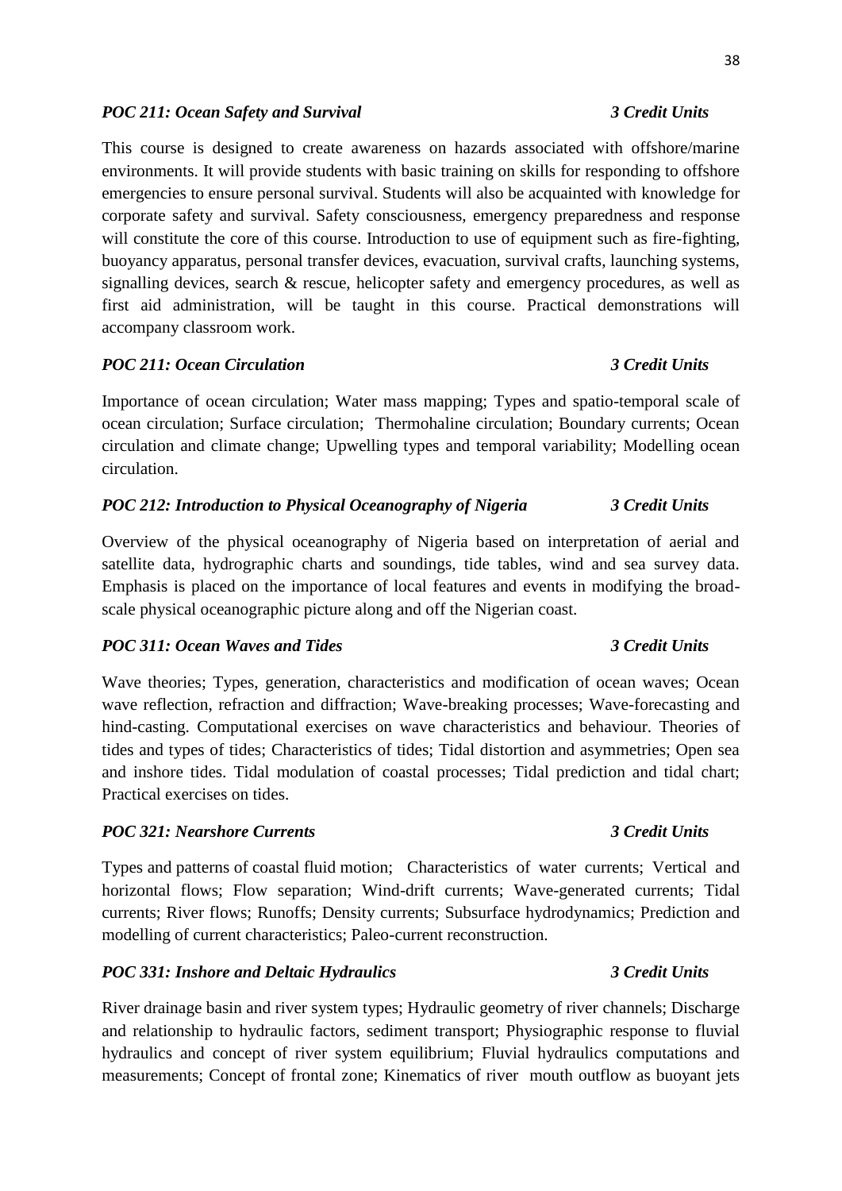### *POC 211: Ocean Safety and Survival* — *3 Credit Units*

This course is designed to create awareness on hazards associated with offshore/marine environments. It will provide students with basic training on skills for responding to offshore emergencies to ensure personal survival. Students will also be acquainted with knowledge for corporate safety and survival. Safety consciousness, emergency preparedness and response will constitute the core of this course. Introduction to use of equipment such as fire-fighting, buoyancy apparatus, personal transfer devices, evacuation, survival crafts, launching systems, signalling devices, search & rescue, helicopter safety and emergency procedures, as well as first aid administration, will be taught in this course. Practical demonstrations will accompany classroom work.

### *POC 211: Ocean Circulation* — *3 Credit Units*

Importance of ocean circulation; Water mass mapping; Types and spatio-temporal scale of ocean circulation; Surface circulation; Thermohaline circulation; Boundary currents; Ocean circulation and climate change; Upwelling types and temporal variability; Modelling ocean circulation.

### *POC 212: Introduction to Physical Oceanography of Nigeria* — *3 Credit Units*

Overview of the physical oceanography of Nigeria based on interpretation of aerial and satellite data, hydrographic charts and soundings, tide tables, wind and sea survey data. Emphasis is placed on the importance of local features and events in modifying the broad-scale physical oceanographic picture along and off the Nigerian coast.

### *POC 311: Ocean Waves and Tides* — *3 Credit Units*

Wave theories; Types, generation, characteristics and modification of ocean waves; Ocean wave reflection, refraction and diffraction; Wave-breaking processes; Wave-forecasting and hind-casting. Computational exercises on wave characteristics and behaviour. Theories of tides and types of tides; Characteristics of tides; Tidal distortion and asymmetries; Open sea and inshore tides. Tidal modulation of coastal processes; Tidal prediction and tidal chart; Practical exercises on tides.

### *POC 321: Nearshore Currents* — *3 Credit Units*

Types and patterns of coastal fluid motion; Characteristics of water currents; Vertical and horizontal flows; Flow separation; Wind-drift currents; Wave-generated currents; Tidal currents; River flows; Runoffs; Density currents; Subsurface hydrodynamics; Prediction and modelling of current characteristics; Paleo-current reconstruction.

### *POC 331: Inshore and Deltaic Hydraulics* — *3 Credit Units*

River drainage basin and river system types; Hydraulic geometry of river channels; Discharge and relationship to hydraulic factors, sediment transport; Physiographic response to fluvial hydraulics and concept of river system equilibrium; Fluvial hydraulics computations and measurements; Concept of frontal zone; Kinematics of river mouth outflow as buoyant jets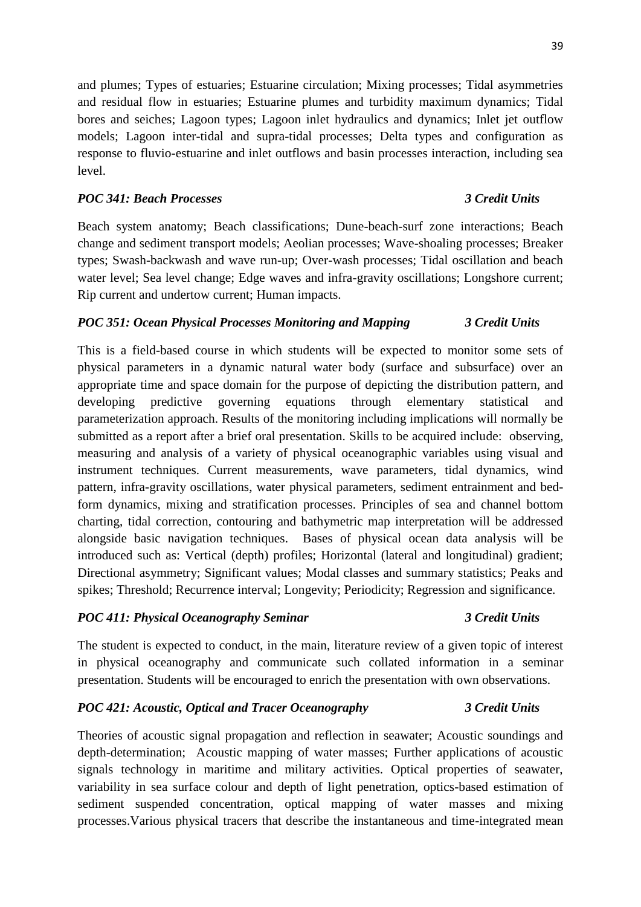and plumes; Types of estuaries; Estuarine circulation; Mixing processes; Tidal asymmetries and residual flow in estuaries; Estuarine plumes and turbidity maximum dynamics; Tidal bores and seiches; Lagoon types; Lagoon inlet hydraulics and dynamics; Inlet jet outflow models; Lagoon inter-tidal and supra-tidal processes; Delta types and configuration as response to fluvio-estuarine and inlet outflows and basin processes interaction, including sea level.

***POC 341: Beach Processes*** ***3 Credit Units***

Beach system anatomy; Beach classifications; Dune-beach-surf zone interactions; Beach change and sediment transport models; Aeolian processes; Wave-shoaling processes; Breaker types; Swash-backwash and wave run-up; Over-wash processes; Tidal oscillation and beach water level; Sea level change; Edge waves and infra-gravity oscillations; Longshore current; Rip current and undertow current; Human impacts.

***POC 351: Ocean Physical Processes Monitoring and Mapping*** ***3 Credit Units***

This is a field-based course in which students will be expected to monitor some sets of physical parameters in a dynamic natural water body (surface and subsurface) over an appropriate time and space domain for the purpose of depicting the distribution pattern, and developing predictive governing equations through elementary statistical and parameterization approach. Results of the monitoring including implications will normally be submitted as a report after a brief oral presentation. Skills to be acquired include: observing, measuring and analysis of a variety of physical oceanographic variables using visual and instrument techniques. Current measurements, wave parameters, tidal dynamics, wind pattern, infra-gravity oscillations, water physical parameters, sediment entrainment and bed-form dynamics, mixing and stratification processes. Principles of sea and channel bottom charting, tidal correction, contouring and bathymetric map interpretation will be addressed alongside basic navigation techniques. Bases of physical ocean data analysis will be introduced such as: Vertical (depth) profiles; Horizontal (lateral and longitudinal) gradient; Directional asymmetry; Significant values; Modal classes and summary statistics; Peaks and spikes; Threshold; Recurrence interval; Longevity; Periodicity; Regression and significance.

***POC 411: Physical Oceanography Seminar*** ***3 Credit Units***

The student is expected to conduct, in the main, literature review of a given topic of interest in physical oceanography and communicate such collated information in a seminar presentation. Students will be encouraged to enrich the presentation with own observations.

***POC 421: Acoustic, Optical and Tracer Oceanography*** ***3 Credit Units***

Theories of acoustic signal propagation and reflection in seawater; Acoustic soundings and depth-determination; Acoustic mapping of water masses; Further applications of acoustic signals technology in maritime and military activities. Optical properties of seawater, variability in sea surface colour and depth of light penetration, optics-based estimation of sediment suspended concentration, optical mapping of water masses and mixing processes.Various physical tracers that describe the instantaneous and time-integrated mean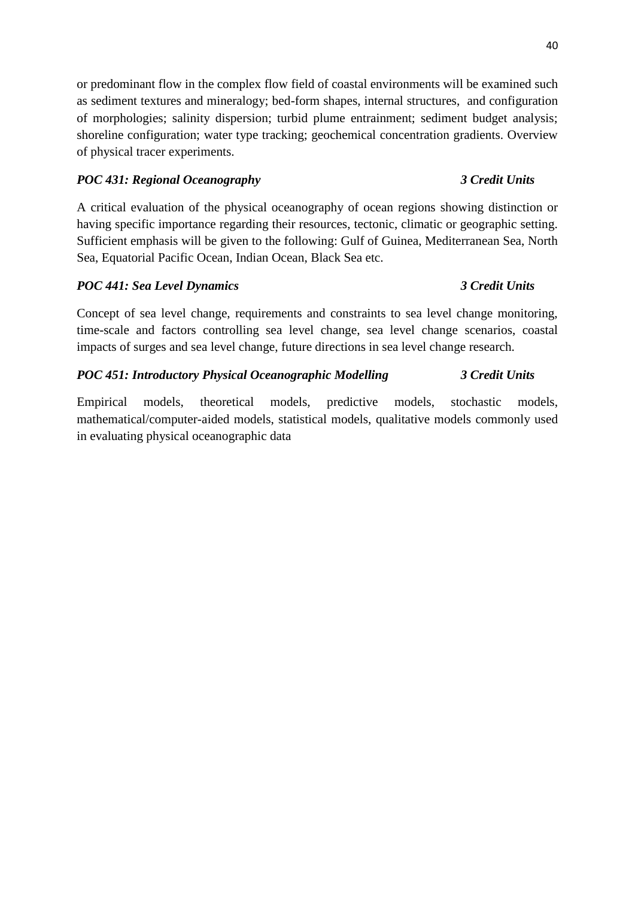or predominant flow in the complex flow field of coastal environments will be examined such as sediment textures and mineralogy; bed-form shapes, internal structures, and configuration of morphologies; salinity dispersion; turbid plume entrainment; sediment budget analysis; shoreline configuration; water type tracking; geochemical concentration gradients. Overview of physical tracer experiments.

***POC 431: Regional Oceanography*** ***3 Credit Units***

A critical evaluation of the physical oceanography of ocean regions showing distinction or having specific importance regarding their resources, tectonic, climatic or geographic setting. Sufficient emphasis will be given to the following: Gulf of Guinea, Mediterranean Sea, North Sea, Equatorial Pacific Ocean, Indian Ocean, Black Sea etc.

***POC 441: Sea Level Dynamics*** ***3 Credit Units***

Concept of sea level change, requirements and constraints to sea level change monitoring, time-scale and factors controlling sea level change, sea level change scenarios, coastal impacts of surges and sea level change, future directions in sea level change research.

***POC 451: Introductory Physical Oceanographic Modelling*** ***3 Credit Units***

Empirical models, theoretical models, predictive models, stochastic models, mathematical/computer-aided models, statistical models, qualitative models commonly used in evaluating physical oceanographic data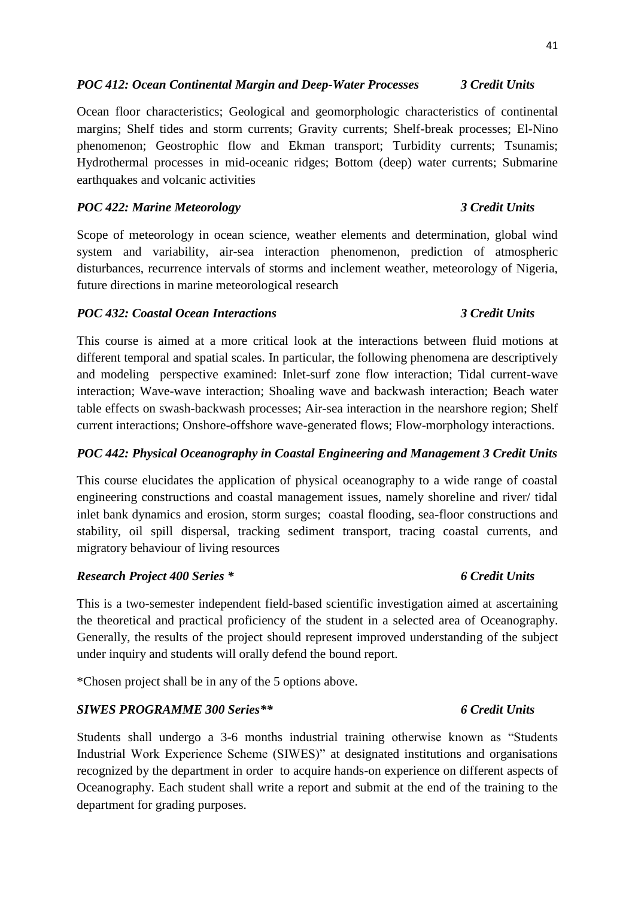***POC 412: Ocean Continental Margin and Deep-Water Processes 3 Credit Units***

Ocean floor characteristics; Geological and geomorphologic characteristics of continental margins; Shelf tides and storm currents; Gravity currents; Shelf-break processes; El-Nino phenomenon; Geostrophic flow and Ekman transport; Turbidity currents; Tsunamis; Hydrothermal processes in mid-oceanic ridges; Bottom (deep) water currents; Submarine earthquakes and volcanic activities

***POC 422: Marine Meteorology 3 Credit Units***

Scope of meteorology in ocean science, weather elements and determination, global wind system and variability, air-sea interaction phenomenon, prediction of atmospheric disturbances, recurrence intervals of storms and inclement weather, meteorology of Nigeria, future directions in marine meteorological research

***POC 432: Coastal Ocean Interactions 3 Credit Units***

This course is aimed at a more critical look at the interactions between fluid motions at different temporal and spatial scales. In particular, the following phenomena are descriptively and modeling perspective examined: Inlet-surf zone flow interaction; Tidal current-wave interaction; Wave-wave interaction; Shoaling wave and backwash interaction; Beach water table effects on swash-backwash processes; Air-sea interaction in the nearshore region; Shelf current interactions; Onshore-offshore wave-generated flows; Flow-morphology interactions.

***POC 442: Physical Oceanography in Coastal Engineering and Management 3 Credit Units***

This course elucidates the application of physical oceanography to a wide range of coastal engineering constructions and coastal management issues, namely shoreline and river/ tidal inlet bank dynamics and erosion, storm surges; coastal flooding, sea-floor constructions and stability, oil spill dispersal, tracking sediment transport, tracing coastal currents, and migratory behaviour of living resources

***Research Project 400 Series * 6 Credit Units***

This is a two-semester independent field-based scientific investigation aimed at ascertaining the theoretical and practical proficiency of the student in a selected area of Oceanography. Generally, the results of the project should represent improved understanding of the subject under inquiry and students will orally defend the bound report.

*Chosen project shall be in any of the 5 options above.

***SIWES PROGRAMME 300 Series** 6 Credit Units***

Students shall undergo a 3-6 months industrial training otherwise known as "Students Industrial Work Experience Scheme (SIWES)" at designated institutions and organisations recognized by the department in order to acquire hands-on experience on different aspects of Oceanography. Each student shall write a report and submit at the end of the training to the department for grading purposes.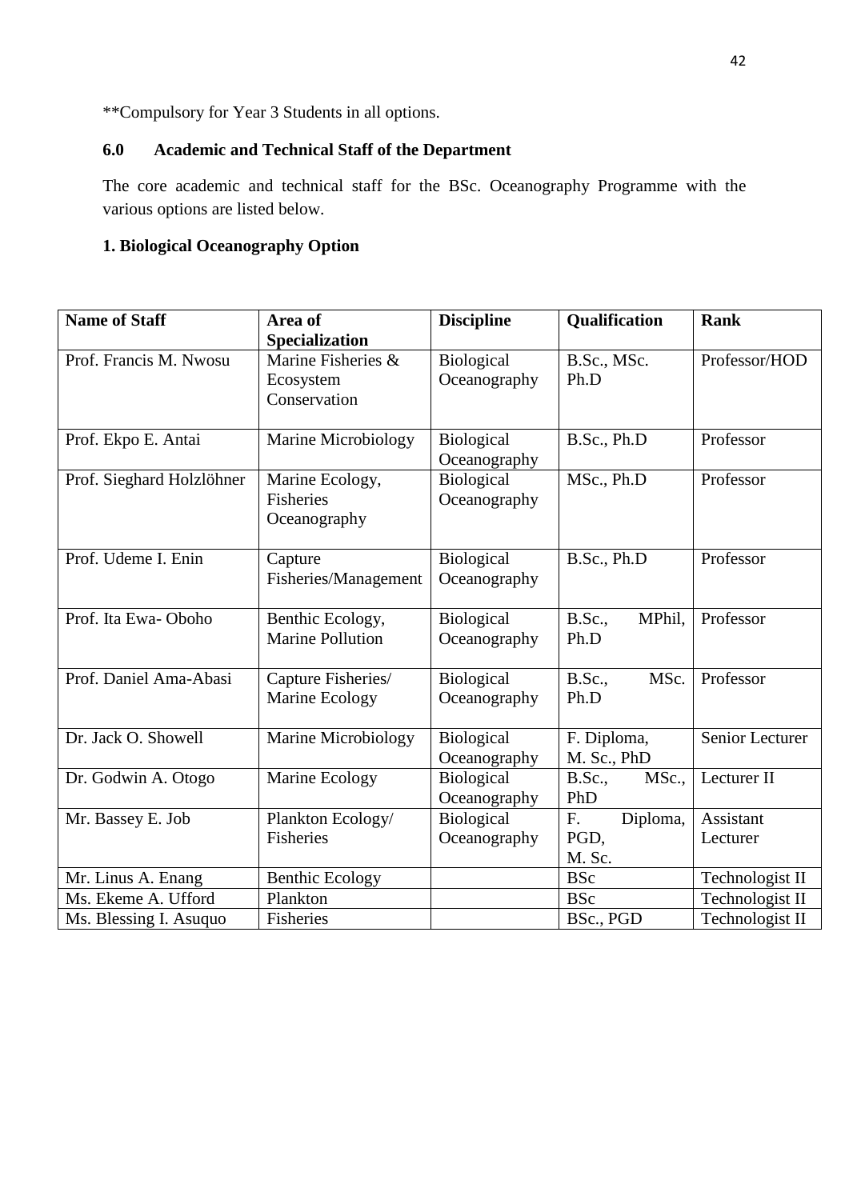**Compulsory for Year 3 Students in all options.

## 6.0 Academic and Technical Staff of the Department

The core academic and technical staff for the BSc. Oceanography Programme with the various options are listed below.

### 1. Biological Oceanography Option

| Name of Staff | Area of Specialization | Discipline | Qualification | Rank |
|---|---|---|---|---|
| Prof. Francis M. Nwosu | Marine Fisheries & Ecosystem Conservation | Biological Oceanography | B.Sc., MSc. Ph.D | Professor/HOD |
| Prof. Ekpo E. Antai | Marine Microbiology | Biological Oceanography | B.Sc., Ph.D | Professor |
| Prof. Sieghard Holzlöhner | Marine Ecology, Fisheries Oceanography | Biological Oceanography | MSc., Ph.D | Professor |
| Prof. Udeme I. Enin | Capture Fisheries/Management | Biological Oceanography | B.Sc., Ph.D | Professor |
| Prof. Ita Ewa- Oboho | Benthic Ecology, Marine Pollution | Biological Oceanography | B.Sc., MPhil, Ph.D | Professor |
| Prof. Daniel Ama-Abasi | Capture Fisheries/ Marine Ecology | Biological Oceanography | B.Sc., MSc. Ph.D | Professor |
| Dr. Jack O. Showell | Marine Microbiology | Biological Oceanography | F. Diploma, M. Sc., PhD | Senior Lecturer |
| Dr. Godwin A. Otogo | Marine Ecology | Biological Oceanography | B.Sc., MSc., PhD | Lecturer II |
| Mr. Bassey E. Job | Plankton Ecology/ Fisheries | Biological Oceanography | F. Diploma, PGD, M. Sc. | Assistant Lecturer |
| Mr. Linus A. Enang | Benthic Ecology | | BSc | Technologist II |
| Ms. Ekeme A. Ufford | Plankton | | BSc | Technologist II |
| Ms. Blessing I. Asuquo | Fisheries | | BSc., PGD | Technologist II |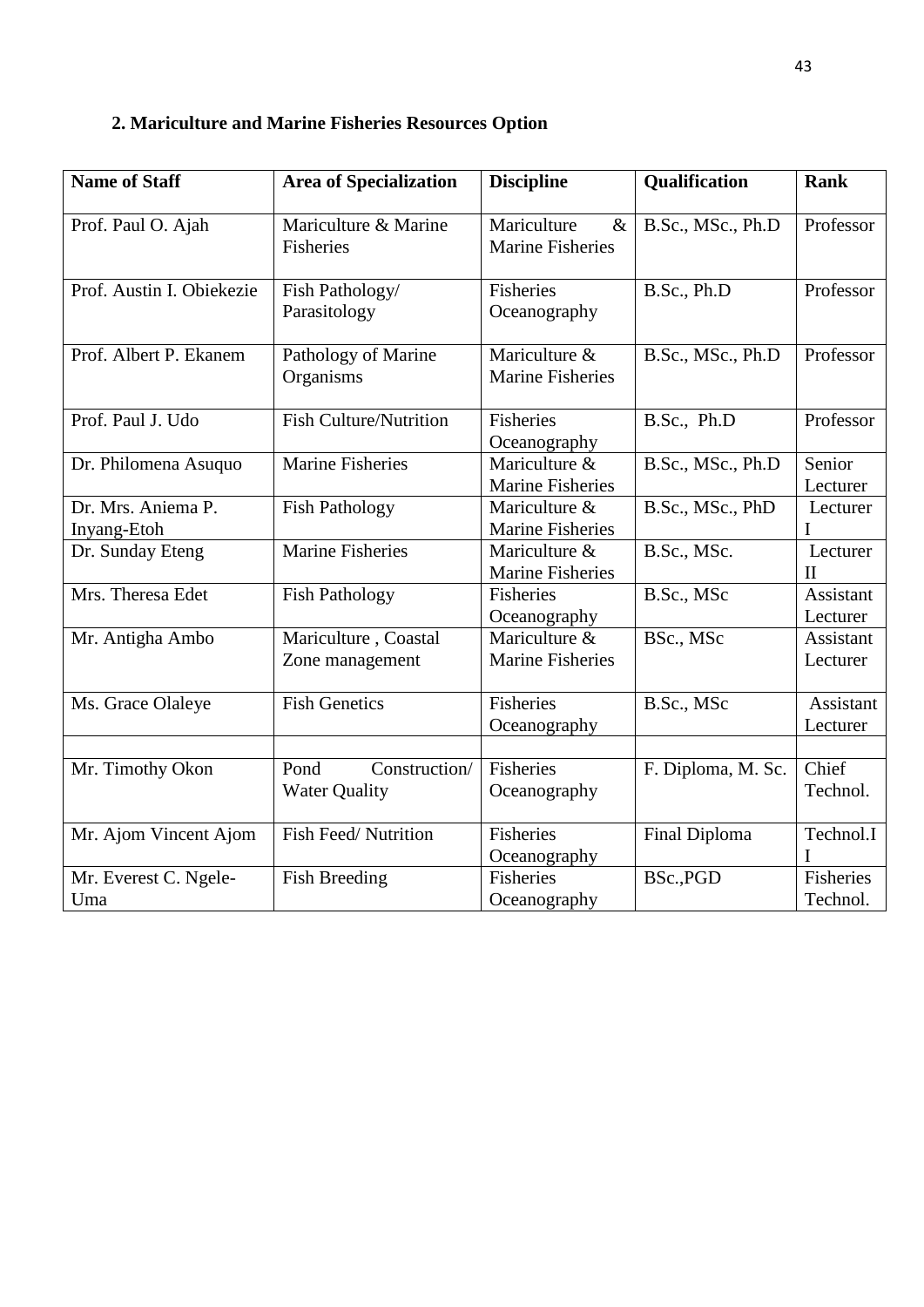**2. Mariculture and Marine Fisheries Resources Option**

| Name of Staff | Area of Specialization | Discipline | Qualification | Rank |
|---|---|---|---|---|
| Prof. Paul O. Ajah | Mariculture & Marine Fisheries | Mariculture & Marine Fisheries | B.Sc., MSc., Ph.D | Professor |
| Prof. Austin I. Obiekezie | Fish Pathology/ Parasitology | Fisheries Oceanography | B.Sc., Ph.D | Professor |
| Prof. Albert P. Ekanem | Pathology of Marine Organisms | Mariculture & Marine Fisheries | B.Sc., MSc., Ph.D | Professor |
| Prof. Paul J. Udo | Fish Culture/Nutrition | Fisheries Oceanography | B.Sc., Ph.D | Professor |
| Dr. Philomena Asuquo | Marine Fisheries | Mariculture & Marine Fisheries | B.Sc., MSc., Ph.D | Senior Lecturer |
| Dr. Mrs. Aniema P. Inyang-Etoh | Fish Pathology | Mariculture & Marine Fisheries | B.Sc., MSc., PhD | Lecturer I |
| Dr. Sunday Eteng | Marine Fisheries | Mariculture & Marine Fisheries | B.Sc., MSc. | Lecturer II |
| Mrs. Theresa Edet | Fish Pathology | Fisheries Oceanography | B.Sc., MSc | Assistant Lecturer |
| Mr. Antigha Ambo | Mariculture , Coastal Zone management | Mariculture & Marine Fisheries | BSc., MSc | Assistant Lecturer |
| Ms. Grace Olaleye | Fish Genetics | Fisheries Oceanography | B.Sc., MSc | Assistant Lecturer |
| | | | | |
| Mr. Timothy Okon | Pond Construction/ Water Quality | Fisheries Oceanography | F. Diploma, M. Sc. | Chief Technol. |
| Mr. Ajom Vincent Ajom | Fish Feed/ Nutrition | Fisheries Oceanography | Final Diploma | Technol.II |
| Mr. Everest C. Ngele-Uma | Fish Breeding | Fisheries Oceanography | BSc.,PGD | Fisheries Technol. |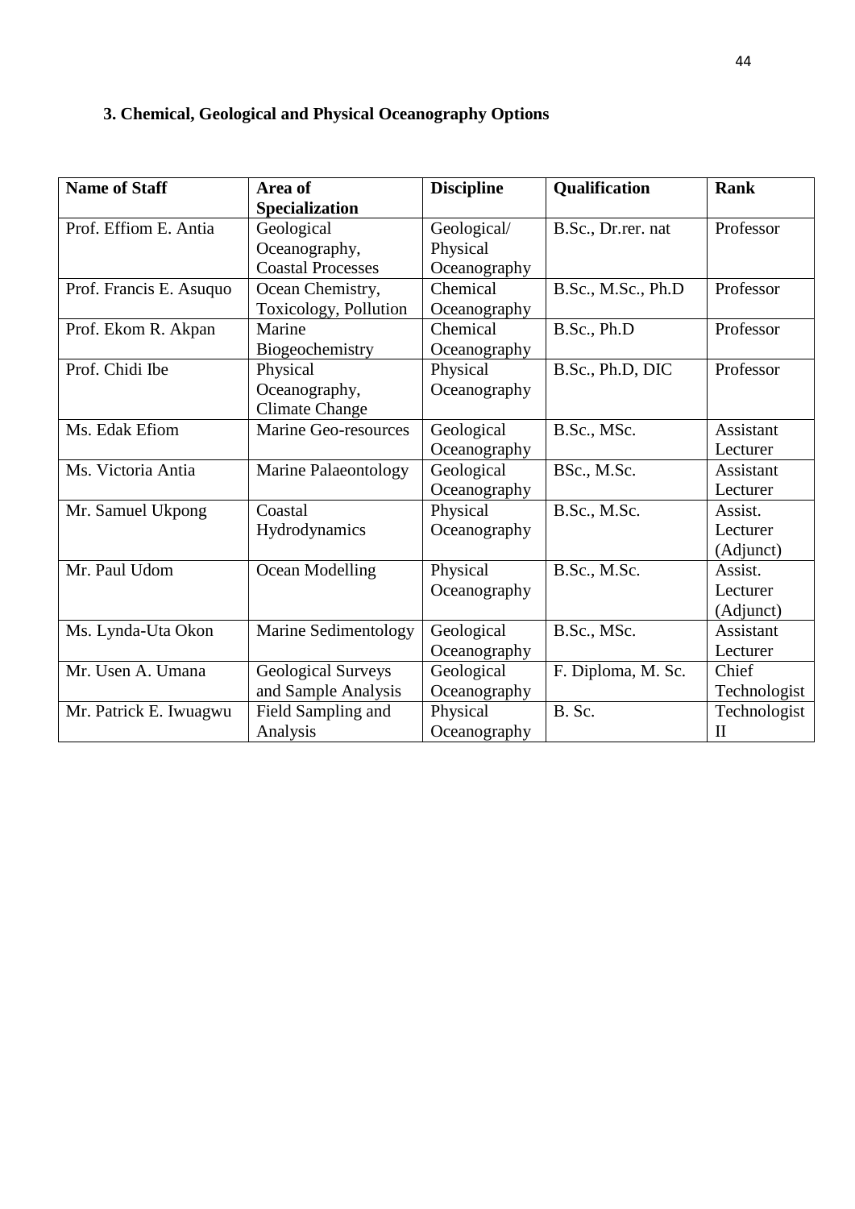### 3. Chemical, Geological and Physical Oceanography Options

| Name of Staff | Area of Specialization | Discipline | Qualification | Rank |
|---|---|---|---|---|
| Prof. Effiom E. Antia | Geological Oceanography, Coastal Processes | Geological/ Physical Oceanography | B.Sc., Dr.rer. nat | Professor |
| Prof. Francis E. Asuquo | Ocean Chemistry, Toxicology, Pollution | Chemical Oceanography | B.Sc., M.Sc., Ph.D | Professor |
| Prof. Ekom R. Akpan | Marine Biogeochemistry | Chemical Oceanography | B.Sc., Ph.D | Professor |
| Prof. Chidi Ibe | Physical Oceanography, Climate Change | Physical Oceanography | B.Sc., Ph.D, DIC | Professor |
| Ms. Edak Efiom | Marine Geo-resources | Geological Oceanography | B.Sc., MSc. | Assistant Lecturer |
| Ms. Victoria Antia | Marine Palaeontology | Geological Oceanography | BSc., M.Sc. | Assistant Lecturer |
| Mr. Samuel Ukpong | Coastal Hydrodynamics | Physical Oceanography | B.Sc., M.Sc. | Assist. Lecturer (Adjunct) |
| Mr. Paul Udom | Ocean Modelling | Physical Oceanography | B.Sc., M.Sc. | Assist. Lecturer (Adjunct) |
| Ms. Lynda-Uta Okon | Marine Sedimentology | Geological Oceanography | B.Sc., MSc. | Assistant Lecturer |
| Mr. Usen A. Umana | Geological Surveys and Sample Analysis | Geological Oceanography | F. Diploma, M. Sc. | Chief Technologist |
| Mr. Patrick E. Iwuagwu | Field Sampling and Analysis | Physical Oceanography | B. Sc. | Technologist II |